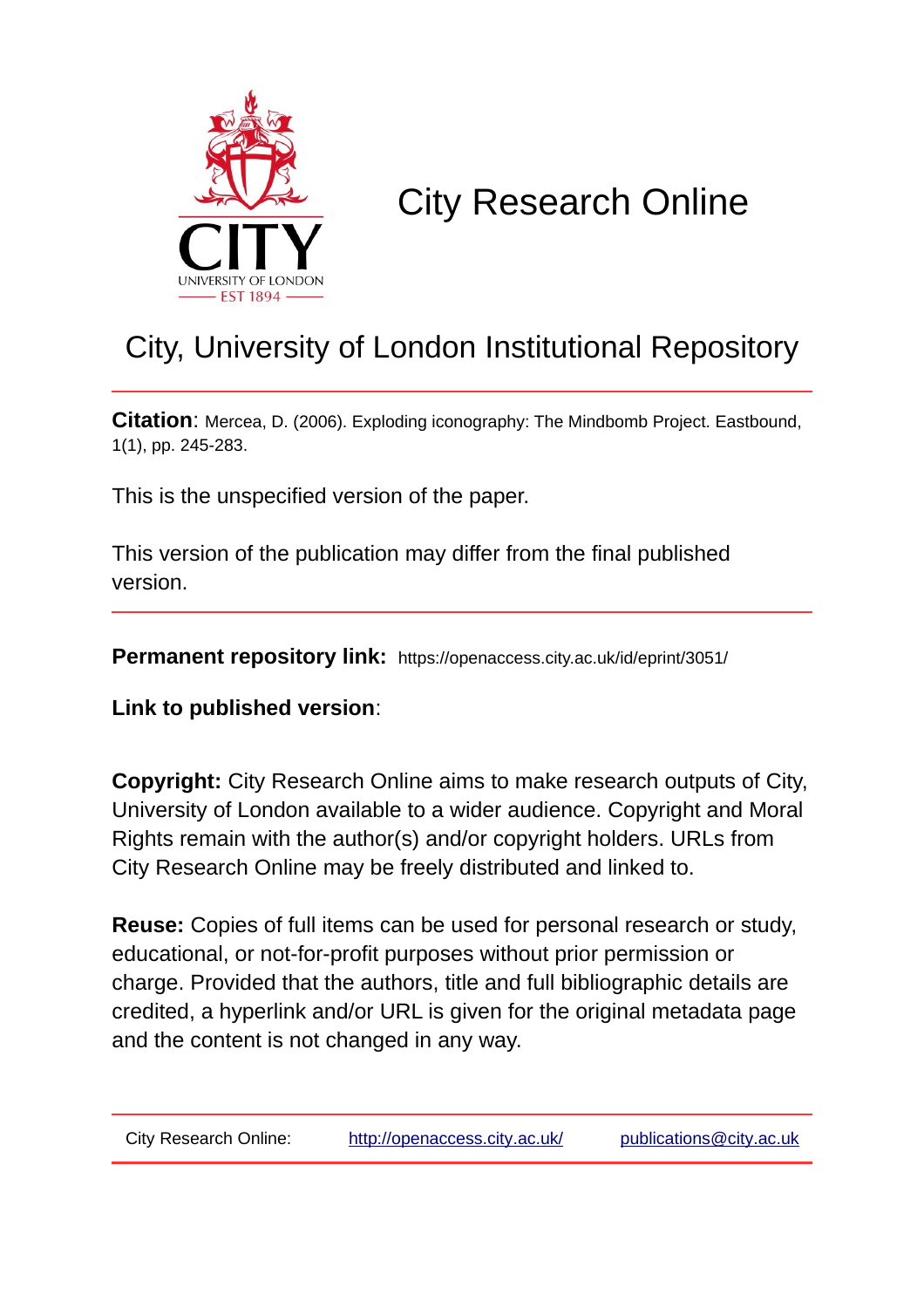# City Research Online

## City, University of London Institutional Repository

---

**Citation**: Mercea, D. (2006). Exploding iconography: The Mindbomb Project. Eastbound, 1(1), pp. 245-283.

This is the unspecified version of the paper.

This version of the publication may differ from the final published version.

---

**Permanent repository link:** https://openaccess.city.ac.uk/id/eprint/3051/

**Link to published version**:

**Copyright:** City Research Online aims to make research outputs of City, University of London available to a wider audience. Copyright and Moral Rights remain with the author(s) and/or copyright holders. URLs from City Research Online may be freely distributed and linked to.

**Reuse:** Copies of full items can be used for personal research or study, educational, or not-for-profit purposes without prior permission or charge. Provided that the authors, title and full bibliographic details are credited, a hyperlink and/or URL is given for the original metadata page and the content is not changed in any way.

---

City Research Online: http://openaccess.city.ac.uk/ publications@city.ac.uk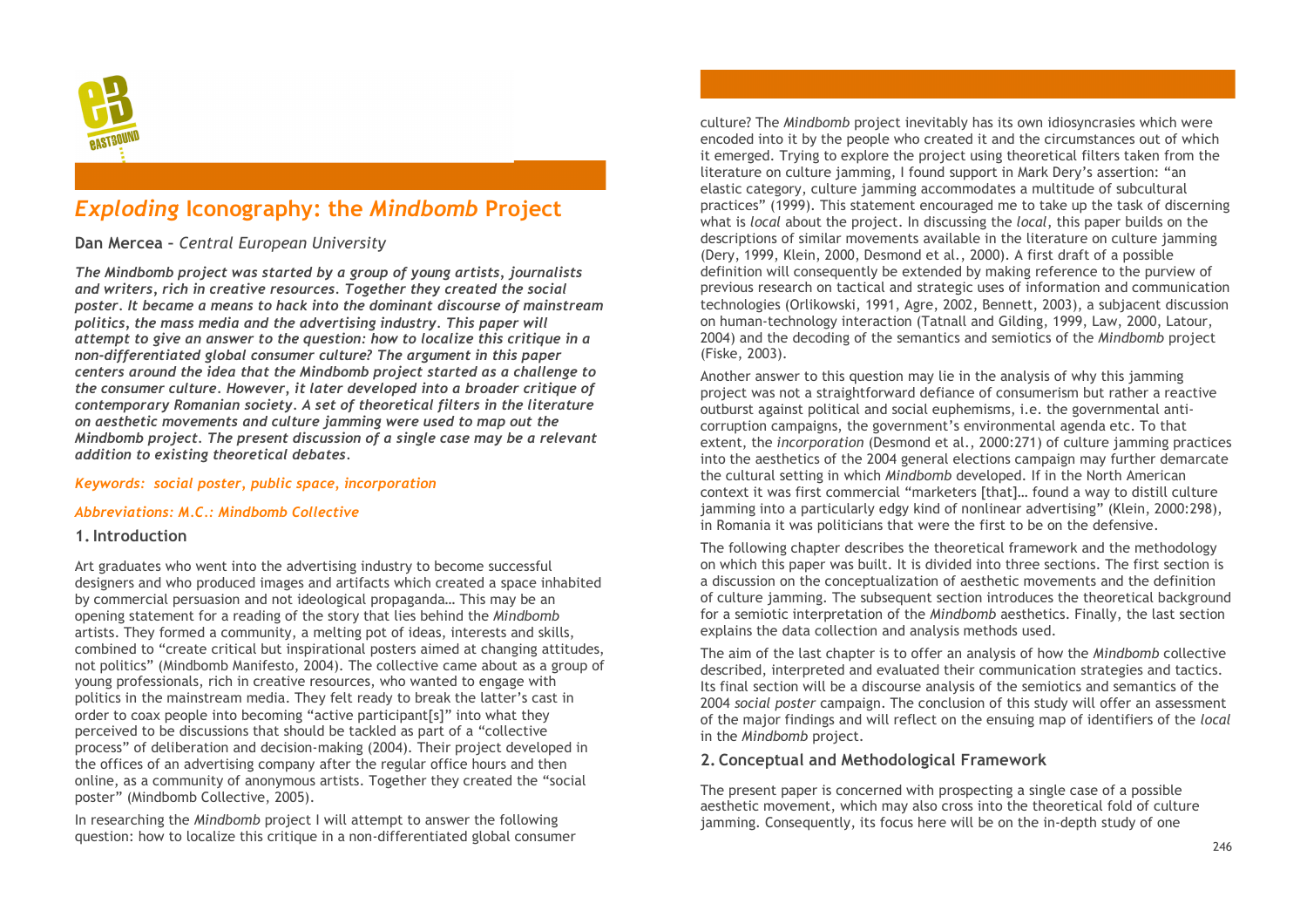# *Exploding* Iconography: the *Mindbomb* Project

**Dan Mercea** – *Central European University*

***The Mindbomb project was started by a group of young artists, journalists and writers, rich in creative resources. Together they created the social poster. It became a means to hack into the dominant discourse of mainstream politics, the mass media and the advertising industry. This paper will attempt to give an answer to the question: how to localize this critique in a non-differentiated global consumer culture? The argument in this paper centers around the idea that the Mindbomb project started as a challenge to the consumer culture. However, it later developed into a broader critique of contemporary Romanian society. A set of theoretical filters in the literature on aesthetic movements and culture jamming were used to map out the Mindbomb project. The present discussion of a single case may be a relevant addition to existing theoretical debates.***

***Keywords: social poster, public space, incorporation***

***Abbreviations: M.C.: Mindbomb Collective***

## 1. Introduction

Art graduates who went into the advertising industry to become successful designers and who produced images and artifacts which created a space inhabited by commercial persuasion and not ideological propaganda… This may be an opening statement for a reading of the story that lies behind the *Mindbomb* artists. They formed a community, a melting pot of ideas, interests and skills, combined to "create critical but inspirational posters aimed at changing attitudes, not politics" (Mindbomb Manifesto, 2004). The collective came about as a group of young professionals, rich in creative resources, who wanted to engage with politics in the mainstream media. They felt ready to break the latter's cast in order to coax people into becoming "active participant[s]" into what they perceived to be discussions that should be tackled as part of a "collective process" of deliberation and decision-making (2004). Their project developed in the offices of an advertising company after the regular office hours and then online, as a community of anonymous artists. Together they created the "social poster" (Mindbomb Collective, 2005).

In researching the *Mindbomb* project I will attempt to answer the following question: how to localize this critique in a non-differentiated global consumer culture? The *Mindbomb* project inevitably has its own idiosyncrasies which were encoded into it by the people who created it and the circumstances out of which it emerged. Trying to explore the project using theoretical filters taken from the literature on culture jamming, I found support in Mark Dery's assertion: "an elastic category, culture jamming accommodates a multitude of subcultural practices" (1999). This statement encouraged me to take up the task of discerning what is *local* about the project. In discussing the *local*, this paper builds on the descriptions of similar movements available in the literature on culture jamming (Dery, 1999, Klein, 2000, Desmond et al., 2000). A first draft of a possible definition will consequently be extended by making reference to the purview of previous research on tactical and strategic uses of information and communication technologies (Orlikowski, 1991, Agre, 2002, Bennett, 2003), a subjacent discussion on human-technology interaction (Tatnall and Gilding, 1999, Law, 2000, Latour, 2004) and the decoding of the semantics and semiotics of the *Mindbomb* project (Fiske, 2003).

Another answer to this question may lie in the analysis of why this jamming project was not a straightforward defiance of consumerism but rather a reactive outburst against political and social euphemisms, i.e. the governmental anti-corruption campaigns, the government's environmental agenda etc. To that extent, the *incorporation* (Desmond et al., 2000:271) of culture jamming practices into the aesthetics of the 2004 general elections campaign may further demarcate the cultural setting in which *Mindbomb* developed. If in the North American context it was first commercial "marketers [that]… found a way to distill culture jamming into a particularly edgy kind of nonlinear advertising" (Klein, 2000:298), in Romania it was politicians that were the first to be on the defensive.

The following chapter describes the theoretical framework and the methodology on which this paper was built. It is divided into three sections. The first section is a discussion on the conceptualization of aesthetic movements and the definition of culture jamming. The subsequent section introduces the theoretical background for a semiotic interpretation of the *Mindbomb* aesthetics. Finally, the last section explains the data collection and analysis methods used.

The aim of the last chapter is to offer an analysis of how the *Mindbomb* collective described, interpreted and evaluated their communication strategies and tactics. Its final section will be a discourse analysis of the semiotics and semantics of the 2004 *social poster* campaign. The conclusion of this study will offer an assessment of the major findings and will reflect on the ensuing map of identifiers of the *local* in the *Mindbomb* project.

## 2. Conceptual and Methodological Framework

The present paper is concerned with prospecting a single case of a possible aesthetic movement, which may also cross into the theoretical fold of culture jamming. Consequently, its focus here will be on the in-depth study of one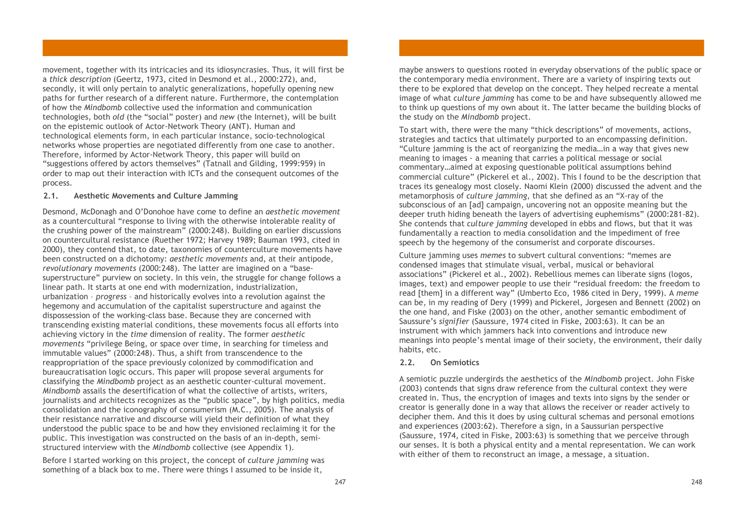movement, together with its intricacies and its idiosyncrasies. Thus, it will first be a *thick description* (Geertz, 1973, cited in Desmond et al., 2000:272), and, secondly, it will only pertain to analytic generalizations, hopefully opening new paths for further research of a different nature. Furthermore, the contemplation of how the *Mindbomb* collective used the information and communication technologies, both *old* (the "social" poster) and *new* (the Internet), will be built on the epistemic outlook of Actor-Network Theory (ANT). Human and technological elements form, in each particular instance, socio-technological networks whose properties are negotiated differently from one case to another. Therefore, informed by Actor-Network Theory, this paper will build on "suggestions offered by actors themselves" (Tatnall and Gilding, 1999:959) in order to map out their interaction with ICTs and the consequent outcomes of the process.

### 2.1. Aesthetic Movements and Culture Jamming

Desmond, McDonagh and O'Donohoe have come to define an *aesthetic movement* as a countercultural "response to living with the otherwise intolerable reality of the crushing power of the mainstream" (2000:248). Building on earlier discussions on countercultural resistance (Ruether 1972; Harvey 1989; Bauman 1993, cited in 2000), they contend that, to date, taxonomies of counterculture movements have been constructed on a dichotomy: *aesthetic movements* and, at their antipode, *revolutionary movements* (2000:248). The latter are imagined on a "base-superstructure" purview on society. In this vein, the struggle for change follows a linear path. It starts at one end with modernization, industrialization, urbanization – *progress* – and historically evolves into a revolution against the hegemony and accumulation of the capitalist superstructure and against the dispossession of the working-class base. Because they are concerned with transcending existing material conditions, these movements focus all efforts into achieving victory in the *time* dimension of reality. The former *aesthetic movements* "privilege Being, or space over time, in searching for timeless and immutable values" (2000:248). Thus, a shift from transcendence to the reappropriation of the space previously colonized by commodification and bureaucratisation logic occurs. This paper will propose several arguments for classifying the *Mindbomb* project as an aesthetic counter-cultural movement. *Mindbomb* assails the desertification of what the collective of artists, writers, journalists and architects recognizes as the "public space", by high politics, media consolidation and the iconography of consumerism (M.C., 2005). The analysis of their resistance narrative and discourse will yield their definition of what they understood the public space to be and how they envisioned reclaiming it for the public. This investigation was constructed on the basis of an in-depth, semi-structured interview with the *Mindbomb* collective (see Appendix 1).

Before I started working on this project, the concept of *culture jamming* was something of a black box to me. There were things I assumed to be inside it, maybe answers to questions rooted in everyday observations of the public space or the contemporary media environment. There are a variety of inspiring texts out there to be explored that develop on the concept. They helped recreate a mental image of what *culture jamming* has come to be and have subsequently allowed me to think up questions of my own about it. The latter became the building blocks of the study on the *Mindbomb* project.

To start with, there were the many "thick descriptions" of movements, actions, strategies and tactics that ultimately purported to an encompassing definition. "Culture jamming is the act of reorganizing the media…in a way that gives new meaning to images - a meaning that carries a political message or social commentary…aimed at exposing questionable political assumptions behind commercial culture" (Pickerel et al., 2002). This I found to be the description that traces its genealogy most closely. Naomi Klein (2000) discussed the advent and the metamorphosis of *culture jamming*, that she defined as an "X-ray of the subconscious of an [ad] campaign, uncovering not an opposite meaning but the deeper truth hiding beneath the layers of advertising euphemisms" (2000:281-82). She contends that *culture jamming* developed in ebbs and flows, but that it was fundamentally a reaction to media consolidation and the impediment of free speech by the hegemony of the consumerist and corporate discourses.

Culture jamming uses *memes* to subvert cultural conventions: "memes are condensed images that stimulate visual, verbal, musical or behavioral associations" (Pickerel et al., 2002). Rebellious memes can liberate signs (logos, images, text) and empower people to use their "residual freedom: the freedom to read [them] in a different way" (Umberto Eco, 1986 cited in Dery, 1999). A *meme* can be, in my reading of Dery (1999) and Pickerel, Jorgesen and Bennett (2002) on the one hand, and Fiske (2003) on the other, another semantic embodiment of Saussure's *signifier* (Saussure, 1974 cited in Fiske, 2003:63). It can be an instrument with which jammers hack into conventions and introduce new meanings into people's mental image of their society, the environment, their daily habits, etc.

### 2.2. On Semiotics

A semiotic puzzle undergirds the aesthetics of the *Mindbomb* project. John Fiske (2003) contends that signs draw reference from the cultural context they were created in. Thus, the encryption of images and texts into signs by the sender or creator is generally done in a way that allows the receiver or reader actively to decipher them. And this it does by using cultural schemas and personal emotions and experiences (2003:62). Therefore a sign, in a Saussurian perspective (Saussure, 1974, cited in Fiske, 2003:63) is something that we perceive through our senses. It is both a physical entity and a mental representation. We can work with either of them to reconstruct an image, a message, a situation.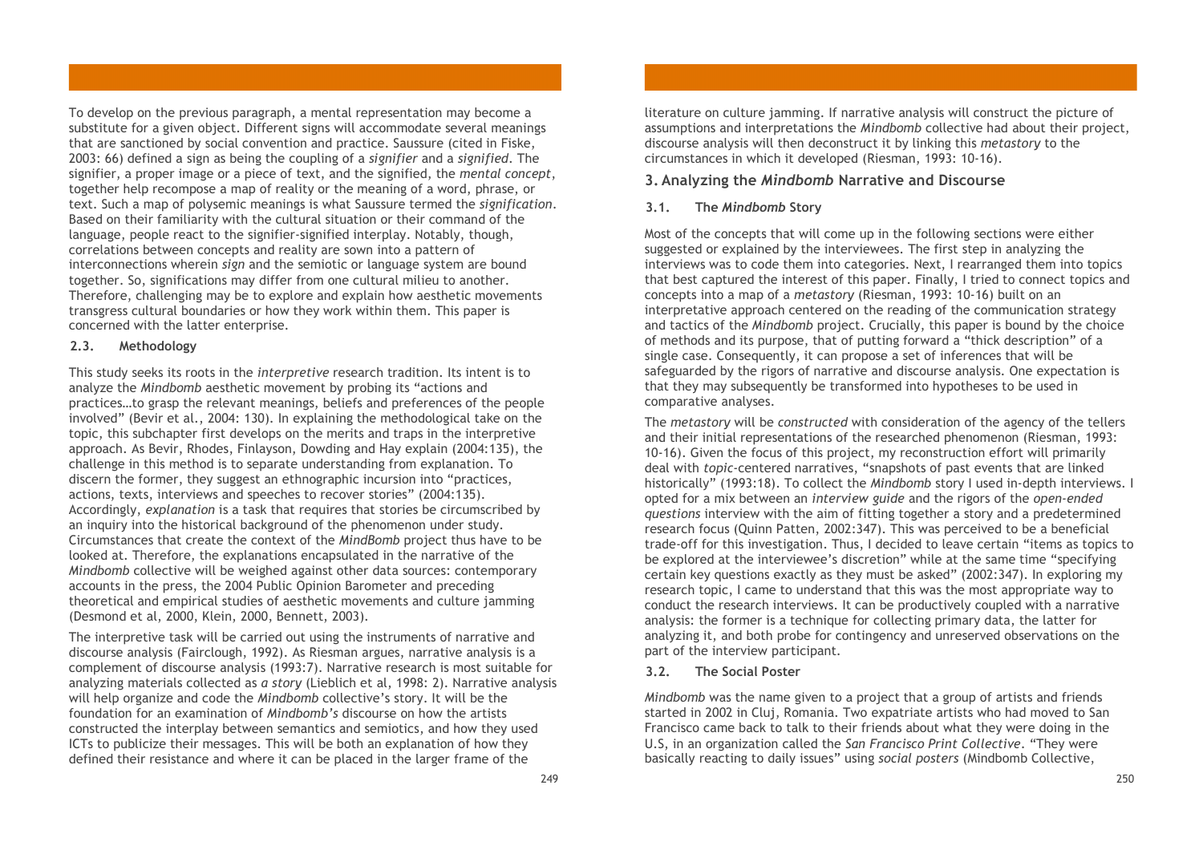To develop on the previous paragraph, a mental representation may become a substitute for a given object. Different signs will accommodate several meanings that are sanctioned by social convention and practice. Saussure (cited in Fiske, 2003: 66) defined a sign as being the coupling of a *signifier* and a *signified*. The signifier, a proper image or a piece of text, and the signified, the *mental concept*, together help recompose a map of reality or the meaning of a word, phrase, or text. Such a map of polysemic meanings is what Saussure termed the *signification*. Based on their familiarity with the cultural situation or their command of the language, people react to the signifier-signified interplay. Notably, though, correlations between concepts and reality are sown into a pattern of interconnections wherein *sign* and the semiotic or language system are bound together. So, significations may differ from one cultural milieu to another. Therefore, challenging may be to explore and explain how aesthetic movements transgress cultural boundaries or how they work within them. This paper is concerned with the latter enterprise.

### 2.3. Methodology

This study seeks its roots in the *interpretive* research tradition. Its intent is to analyze the *Mindbomb* aesthetic movement by probing its "actions and practices…to grasp the relevant meanings, beliefs and preferences of the people involved" (Bevir et al., 2004: 130). In explaining the methodological take on the topic, this subchapter first develops on the merits and traps in the interpretive approach. As Bevir, Rhodes, Finlayson, Dowding and Hay explain (2004:135), the challenge in this method is to separate understanding from explanation. To discern the former, they suggest an ethnographic incursion into "practices, actions, texts, interviews and speeches to recover stories" (2004:135). Accordingly, *explanation* is a task that requires that stories be circumscribed by an inquiry into the historical background of the phenomenon under study. Circumstances that create the context of the *MindBomb* project thus have to be looked at. Therefore, the explanations encapsulated in the narrative of the *Mindbomb* collective will be weighed against other data sources: contemporary accounts in the press, the 2004 Public Opinion Barometer and preceding theoretical and empirical studies of aesthetic movements and culture jamming (Desmond et al, 2000, Klein, 2000, Bennett, 2003).

The interpretive task will be carried out using the instruments of narrative and discourse analysis (Fairclough, 1992). As Riesman argues, narrative analysis is a complement of discourse analysis (1993:7). Narrative research is most suitable for analyzing materials collected as *a story* (Lieblich et al, 1998: 2). Narrative analysis will help organize and code the *Mindbomb* collective's story. It will be the foundation for an examination of *Mindbomb's* discourse on how the artists constructed the interplay between semantics and semiotics, and how they used ICTs to publicize their messages. This will be both an explanation of how they defined their resistance and where it can be placed in the larger frame of the literature on culture jamming. If narrative analysis will construct the picture of assumptions and interpretations the *Mindbomb* collective had about their project, discourse analysis will then deconstruct it by linking this *metastory* to the circumstances in which it developed (Riesman, 1993: 10-16).

## 3. Analyzing the *Mindbomb* Narrative and Discourse

### 3.1. The *Mindbomb* Story

Most of the concepts that will come up in the following sections were either suggested or explained by the interviewees. The first step in analyzing the interviews was to code them into categories. Next, I rearranged them into topics that best captured the interest of this paper. Finally, I tried to connect topics and concepts into a map of a *metastory* (Riesman, 1993: 10-16) built on an interpretative approach centered on the reading of the communication strategy and tactics of the *Mindbomb* project. Crucially, this paper is bound by the choice of methods and its purpose, that of putting forward a "thick description" of a single case. Consequently, it can propose a set of inferences that will be safeguarded by the rigors of narrative and discourse analysis. One expectation is that they may subsequently be transformed into hypotheses to be used in comparative analyses.

The *metastory* will be *constructed* with consideration of the agency of the tellers and their initial representations of the researched phenomenon (Riesman, 1993: 10-16). Given the focus of this project, my reconstruction effort will primarily deal with *topic*-centered narratives, "snapshots of past events that are linked historically" (1993:18). To collect the *Mindbomb* story I used in-depth interviews. I opted for a mix between an *interview guide* and the rigors of the *open-ended questions* interview with the aim of fitting together a story and a predetermined research focus (Quinn Patten, 2002:347). This was perceived to be a beneficial trade-off for this investigation. Thus, I decided to leave certain "items as topics to be explored at the interviewee's discretion" while at the same time "specifying certain key questions exactly as they must be asked" (2002:347). In exploring my research topic, I came to understand that this was the most appropriate way to conduct the research interviews. It can be productively coupled with a narrative analysis: the former is a technique for collecting primary data, the latter for analyzing it, and both probe for contingency and unreserved observations on the part of the interview participant.

### 3.2. The Social Poster

*Mindbomb* was the name given to a project that a group of artists and friends started in 2002 in Cluj, Romania. Two expatriate artists who had moved to San Francisco came back to talk to their friends about what they were doing in the U.S, in an organization called the *San Francisco Print Collective*. "They were basically reacting to daily issues" using *social posters* (Mindbomb Collective,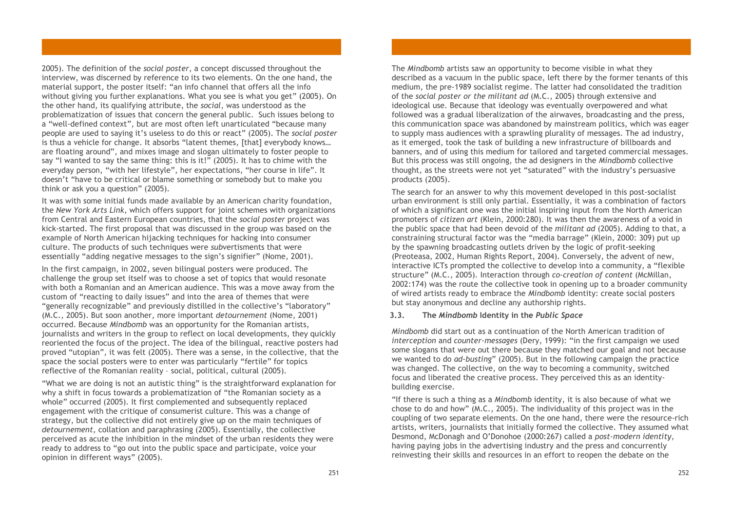2005). The definition of the *social poster*, a concept discussed throughout the interview, was discerned by reference to its two elements. On the one hand, the material support, the poster itself: "an info channel that offers all the info without giving you further explanations. What you see is what you get" (2005). On the other hand, its qualifying attribute, the *social*, was understood as the problematization of issues that concern the general public. Such issues belong to a "well-defined context", but are most often left unarticulated "because many people are used to saying it's useless to do this or react" (2005). The *social poster* is thus a vehicle for change. It absorbs "latent themes, [that] everybody knows… are floating around", and mixes image and slogan ultimately to foster people to say "I wanted to say the same thing: this is it!" (2005). It has to chime with the everyday person, "with her lifestyle", her expectations, "her course in life". It doesn't "have to be critical or blame something or somebody but to make you think or ask you a question" (2005).

It was with some initial funds made available by an American charity foundation, the *New York Arts Link*, which offers support for joint schemes with organizations from Central and Eastern European countries, that the *social poster* project was kick-started. The first proposal that was discussed in the group was based on the example of North American hijacking techniques for hacking into consumer culture. The products of such techniques were *sub*vertisments that were essentially "adding negative messages to the sign's signifier" (Nome, 2001).

In the first campaign, in 2002, seven bilingual posters were produced. The challenge the group set itself was to choose a set of topics that would resonate with both a Romanian and an American audience. This was a move away from the custom of "reacting to daily issues" and into the area of themes that were "generally recognizable" and previously distilled in the collective's "laboratory" (M.C., 2005). But soon another, more important *detournement* (Nome, 2001) occurred. Because *Mindbomb* was an opportunity for the Romanian artists, journalists and writers in the group to reflect on local developments, they quickly reoriented the focus of the project. The idea of the bilingual, reactive posters had proved "utopian", it was felt (2005). There was a sense, in the collective, that the space the social posters were to enter was particularly "fertile" for topics reflective of the Romanian reality – social, political, cultural (2005).

"What we are doing is not an autistic thing" is the straightforward explanation for why a shift in focus towards a problematization of "the Romanian society as a whole" occurred (2005). It first complemented and subsequently replaced engagement with the critique of consumerist culture. This was a change of strategy, but the collective did not entirely give up on the main techniques of *detournement*, collation and paraphrasing (2005). Essentially, the collective perceived as acute the inhibition in the mindset of the urban residents they were ready to address to "go out into the public space and participate, voice your opinion in different ways" (2005).

The *Mindbomb* artists saw an opportunity to become visible in what they described as a vacuum in the public space, left there by the former tenants of this medium, the pre-1989 socialist regime. The latter had consolidated the tradition of the *social poster or the militant ad* (M.C., 2005) through extensive and ideological use. Because that ideology was eventually overpowered and what followed was a gradual liberalization of the airwaves, broadcasting and the press, this communication space was abandoned by mainstream politics, which was eager to supply mass audiences with a sprawling plurality of messages. The ad industry, as it emerged, took the task of building a new infrastructure of billboards and banners, and of using this medium for tailored and targeted commercial messages. But this process was still ongoing, the ad designers in the *Mindbomb* collective thought, as the streets were not yet "saturated" with the industry's persuasive products (2005).

The search for an answer to why this movement developed in this post-socialist urban environment is still only partial. Essentially, it was a combination of factors of which a significant one was the initial inspiring input from the North American promoters of *citizen art* (Klein, 2000:280). It was then the awareness of a void in the public space that had been devoid of the *militant ad* (2005). Adding to that, a constraining structural factor was the "media barrage" (Klein, 2000: 309) put up by the spawning broadcasting outlets driven by the logic of profit-seeking (Preoteasa, 2002, Human Rights Report, 2004). Conversely, the advent of new, interactive ICTs prompted the collective to develop into a community, a "flexible structure" (M.C., 2005). Interaction through *co-creation of content* (McMillan, 2002:174) was the route the collective took in opening up to a broader community of wired artists ready to embrace the *Mindbomb* identity: create social posters but stay anonymous and decline any authorship rights.

### 3.3. The *Mindbomb* Identity in the *Public Space*

*Mindbomb* did start out as a continuation of the North American tradition of *interception* and *counter-messages* (Dery, 1999): "in the first campaign we used some slogans that were out there because they matched our goal and not because we wanted to do *ad-busting*" (2005). But in the following campaign the practice was changed. The collective, on the way to becoming a community, switched focus and liberated the creative process. They perceived this as an identity-building exercise.

"If there is such a thing as a *Mindbomb* identity, it is also because of what we chose to do and how" (M.C., 2005). The individuality of this project was in the coupling of two separate elements. On the one hand, there were the resource-rich artists, writers, journalists that initially formed the collective. They assumed what Desmond, McDonagh and O'Donohoe (2000:267) called a *post-modern identity*, having paying jobs in the advertising industry and the press and concurrently reinvesting their skills and resources in an effort to reopen the debate on the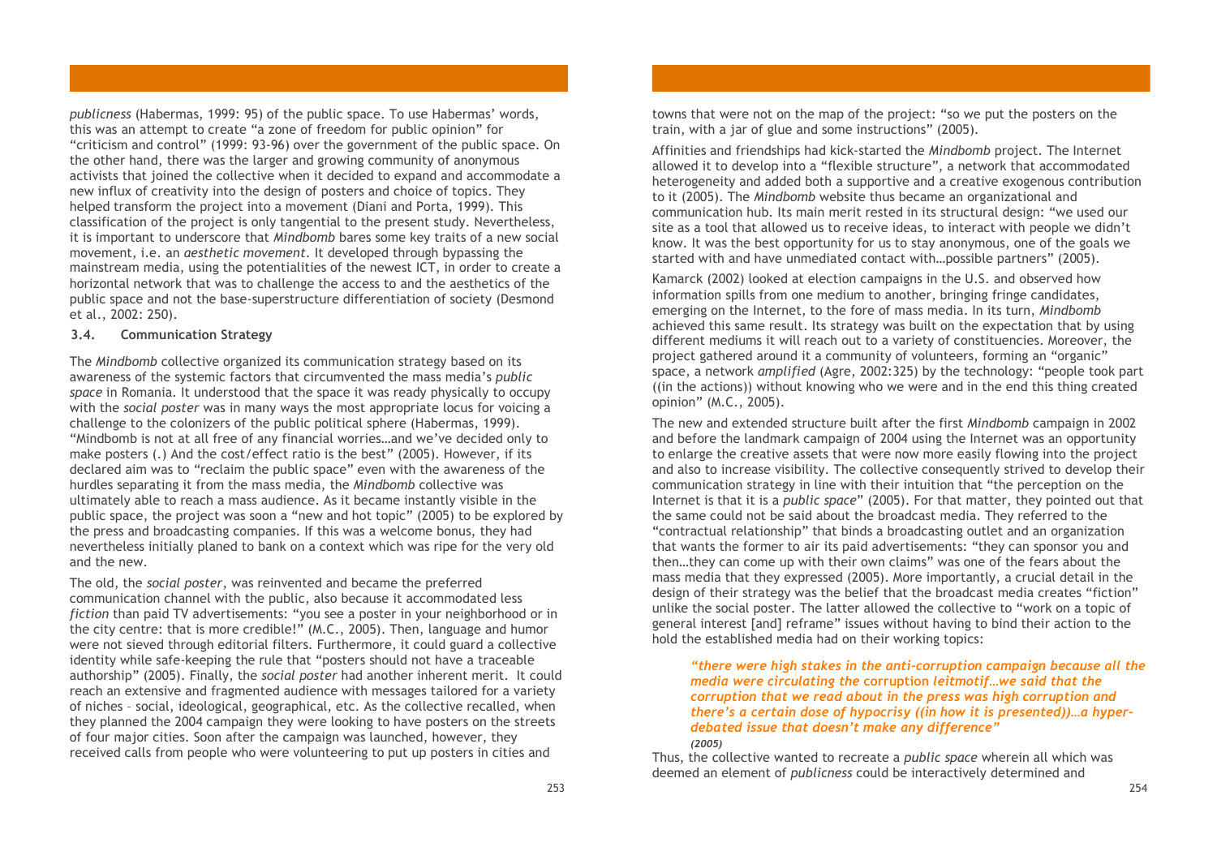*publicness* (Habermas, 1999: 95) of the public space. To use Habermas' words, this was an attempt to create "a zone of freedom for public opinion" for "criticism and control" (1999: 93-96) over the government of the public space. On the other hand, there was the larger and growing community of anonymous activists that joined the collective when it decided to expand and accommodate a new influx of creativity into the design of posters and choice of topics. They helped transform the project into a movement (Diani and Porta, 1999). This classification of the project is only tangential to the present study. Nevertheless, it is important to underscore that *Mindbomb* bares some key traits of a new social movement, i.e. an *aesthetic movement*. It developed through bypassing the mainstream media, using the potentialities of the newest ICT, in order to create a horizontal network that was to challenge the access to and the aesthetics of the public space and not the base-superstructure differentiation of society (Desmond et al., 2002: 250).

### 3.4. Communication Strategy

The *Mindbomb* collective organized its communication strategy based on its awareness of the systemic factors that circumvented the mass media's *public space* in Romania. It understood that the space it was ready physically to occupy with the *social poster* was in many ways the most appropriate locus for voicing a challenge to the colonizers of the public political sphere (Habermas, 1999). "Mindbomb is not at all free of any financial worries…and we've decided only to make posters (.) And the cost/effect ratio is the best" (2005). However, if its declared aim was to "reclaim the public space" even with the awareness of the hurdles separating it from the mass media, the *Mindbomb* collective was ultimately able to reach a mass audience. As it became instantly visible in the public space, the project was soon a "new and hot topic" (2005) to be explored by the press and broadcasting companies. If this was a welcome bonus, they had nevertheless initially planed to bank on a context which was ripe for the very old and the new.

The old, the *social poster*, was reinvented and became the preferred communication channel with the public, also because it accommodated less *fiction* than paid TV advertisements: "you see a poster in your neighborhood or in the city centre: that is more credible!" (M.C., 2005). Then, language and humor were not sieved through editorial filters. Furthermore, it could guard a collective identity while safe-keeping the rule that "posters should not have a traceable authorship" (2005). Finally, the *social poster* had another inherent merit. It could reach an extensive and fragmented audience with messages tailored for a variety of niches – social, ideological, geographical, etc. As the collective recalled, when they planned the 2004 campaign they were looking to have posters on the streets of four major cities. Soon after the campaign was launched, however, they received calls from people who were volunteering to put up posters in cities and towns that were not on the map of the project: "so we put the posters on the train, with a jar of glue and some instructions" (2005).

Affinities and friendships had kick-started the *Mindbomb* project. The Internet allowed it to develop into a "flexible structure", a network that accommodated heterogeneity and added both a supportive and a creative exogenous contribution to it (2005). The *Mindbomb* website thus became an organizational and communication hub. Its main merit rested in its structural design: "we used our site as a tool that allowed us to receive ideas, to interact with people we didn't know. It was the best opportunity for us to stay anonymous, one of the goals we started with and have unmediated contact with…possible partners" (2005).

Kamarck (2002) looked at election campaigns in the U.S. and observed how information spills from one medium to another, bringing fringe candidates, emerging on the Internet, to the fore of mass media. In its turn, *Mindbomb* achieved this same result. Its strategy was built on the expectation that by using different mediums it will reach out to a variety of constituencies. Moreover, the project gathered around it a community of volunteers, forming an "organic" space, a network *amplified* (Agre, 2002:325) by the technology: "people took part ((in the actions)) without knowing who we were and in the end this thing created opinion" (M.C., 2005).

The new and extended structure built after the first *Mindbomb* campaign in 2002 and before the landmark campaign of 2004 using the Internet was an opportunity to enlarge the creative assets that were now more easily flowing into the project and also to increase visibility. The collective consequently strived to develop their communication strategy in line with their intuition that "the perception on the Internet is that it is a *public space*" (2005). For that matter, they pointed out that the same could not be said about the broadcast media. They referred to the "contractual relationship" that binds a broadcasting outlet and an organization that wants the former to air its paid advertisements: "they can sponsor you and then…they can come up with their own claims" was one of the fears about the mass media that they expressed (2005). More importantly, a crucial detail in the design of their strategy was the belief that the broadcast media creates "fiction" unlike the social poster. The latter allowed the collective to "work on a topic of general interest [and] reframe" issues without having to bind their action to the hold the established media had on their working topics:

> ***"there were high stakes in the anti-corruption campaign because all the media were circulating the* corruption *leitmotif…we said that the corruption that we read about in the press was high corruption and there's a certain dose of hypocrisy ((in how it is presented))…a hyper-debated issue that doesn't make any difference"***
> ***(2005)***

Thus, the collective wanted to recreate a *public space* wherein all which was deemed an element of *publicness* could be interactively determined and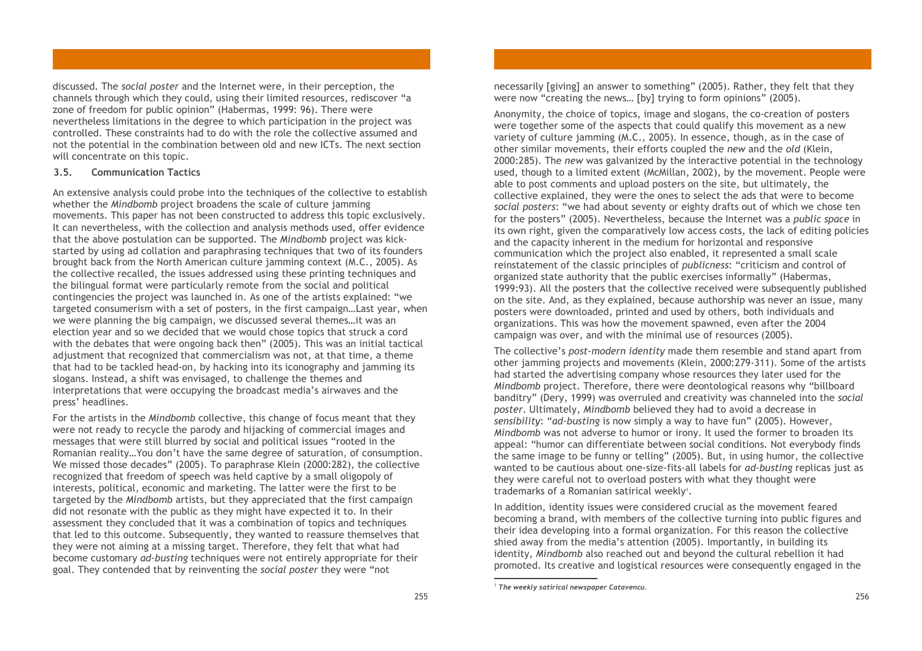discussed. The *social poster* and the Internet were, in their perception, the channels through which they could, using their limited resources, rediscover "a zone of freedom for public opinion" (Habermas, 1999: 96). There were nevertheless limitations in the degree to which participation in the project was controlled. These constraints had to do with the role the collective assumed and not the potential in the combination between old and new ICTs. The next section will concentrate on this topic.

### 3.5. Communication Tactics

An extensive analysis could probe into the techniques of the collective to establish whether the *Mindbomb* project broadens the scale of culture jamming movements. This paper has not been constructed to address this topic exclusively. It can nevertheless, with the collection and analysis methods used, offer evidence that the above postulation can be supported. The *Mindbomb* project was kick-started by using ad collation and paraphrasing techniques that two of its founders brought back from the North American culture jamming context (M.C., 2005). As the collective recalled, the issues addressed using these printing techniques and the bilingual format were particularly remote from the social and political contingencies the project was launched in. As one of the artists explained: "we targeted consumerism with a set of posters, in the first campaign…Last year, when we were planning the big campaign, we discussed several themes…it was an election year and so we decided that we would chose topics that struck a cord with the debates that were ongoing back then" (2005). This was an initial tactical adjustment that recognized that commercialism was not, at that time, a theme that had to be tackled head-on, by hacking into its iconography and jamming its slogans. Instead, a shift was envisaged, to challenge the themes and interpretations that were occupying the broadcast media's airwaves and the press' headlines.

For the artists in the *Mindbomb* collective, this change of focus meant that they were not ready to recycle the parody and hijacking of commercial images and messages that were still blurred by social and political issues "rooted in the Romanian reality…You don't have the same degree of saturation, of consumption. We missed those decades" (2005). To paraphrase Klein (2000:282), the collective recognized that freedom of speech was held captive by a small oligopoly of interests, political, economic and marketing. The latter were the first to be targeted by the *Mindbomb* artists, but they appreciated that the first campaign did not resonate with the public as they might have expected it to. In their assessment they concluded that it was a combination of topics and techniques that led to this outcome. Subsequently, they wanted to reassure themselves that they were not aiming at a missing target. Therefore, they felt that what had become customary *ad-busting* techniques were not entirely appropriate for their goal. They contended that by reinventing the *social poster* they were "not necessarily [giving] an answer to something" (2005). Rather, they felt that they were now "creating the news… [by] trying to form opinions" (2005).

Anonymity, the choice of topics, image and slogans, the co-creation of posters were together some of the aspects that could qualify this movement as a new variety of culture jamming (M.C., 2005). In essence, though, as in the case of other similar movements, their efforts coupled the *new* and the *old* (Klein, 2000:285). The *new* was galvanized by the interactive potential in the technology used, though to a limited extent (McMillan, 2002), by the movement. People were able to post comments and upload posters on the site, but ultimately, the collective explained, they were the ones to select the ads that were to become *social posters*: "we had about seventy or eighty drafts out of which we chose ten for the posters" (2005). Nevertheless, because the Internet was a *public space* in its own right, given the comparatively low access costs, the lack of editing policies and the capacity inherent in the medium for horizontal and responsive communication which the project also enabled, it represented a small scale reinstatement of the classic principles of *publicness*: "criticism and control of organized state authority that the public exercises informally" (Habermas, 1999:93). All the posters that the collective received were subsequently published on the site. And, as they explained, because authorship was never an issue, many posters were downloaded, printed and used by others, both individuals and organizations. This was how the movement spawned, even after the 2004 campaign was over, and with the minimal use of resources (2005).

The collective's *post-modern identity* made them resemble and stand apart from other jamming projects and movements (Klein, 2000:279-311). Some of the artists had started the advertising company whose resources they later used for the *Mindbomb* project. Therefore, there were deontological reasons why "billboard banditry" (Dery, 1999) was overruled and creativity was channeled into the *social poster*. Ultimately, *Mindbomb* believed they had to avoid a decrease in *sensibility*: "*ad-busting* is now simply a way to have fun" (2005). However, *Mindbomb* was not adverse to humor or irony. It used the former to broaden its appeal: "humor can differentiate between social conditions. Not everybody finds the same image to be funny or telling" (2005). But, in using humor, the collective wanted to be cautious about one-size-fits-all labels for *ad-busting* replicas just as they were careful not to overload posters with what they thought were trademarks of a Romanian satirical weekly[1].

In addition, identity issues were considered crucial as the movement feared becoming a brand, with members of the collective turning into public figures and their idea developing into a formal organization. For this reason the collective shied away from the media's attention (2005). Importantly, in building its identity, *Mindbomb* also reached out and beyond the cultural rebellion it had promoted. Its creative and logistical resources were consequently engaged in the

[1] *The weekly satirical newspaper Catavencu.*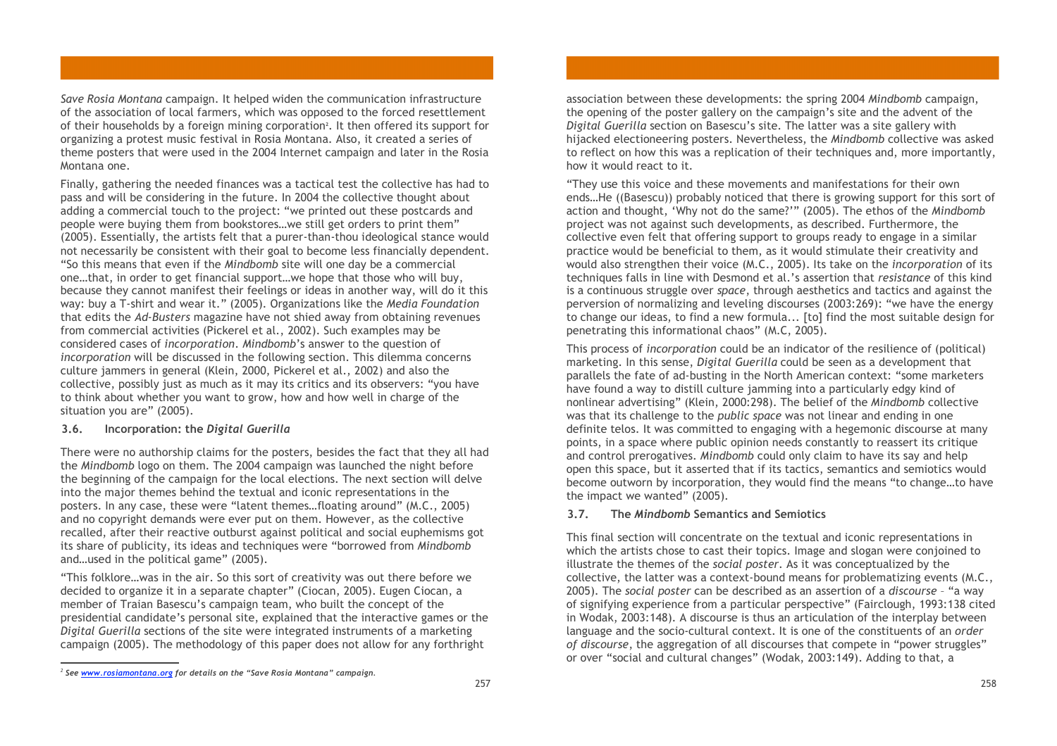*Save Rosia Montana* campaign. It helped widen the communication infrastructure of the association of local farmers, which was opposed to the forced resettlement of their households by a foreign mining corporation[2]. It then offered its support for organizing a protest music festival in Rosia Montana. Also, it created a series of theme posters that were used in the 2004 Internet campaign and later in the Rosia Montana one.

Finally, gathering the needed finances was a tactical test the collective has had to pass and will be considering in the future. In 2004 the collective thought about adding a commercial touch to the project: "we printed out these postcards and people were buying them from bookstores…we still get orders to print them" (2005). Essentially, the artists felt that a purer-than-thou ideological stance would not necessarily be consistent with their goal to become less financially dependent. "So this means that even if the *Mindbomb* site will one day be a commercial one…that, in order to get financial support…we hope that those who will buy, because they cannot manifest their feelings or ideas in another way, will do it this way: buy a T-shirt and wear it." (2005). Organizations like the *Media Foundation* that edits the *Ad-Busters* magazine have not shied away from obtaining revenues from commercial activities (Pickerel et al., 2002). Such examples may be considered cases of *incorporation*. *Mindbomb*'s answer to the question of *incorporation* will be discussed in the following section. This dilemma concerns culture jammers in general (Klein, 2000, Pickerel et al., 2002) and also the collective, possibly just as much as it may its critics and its observers: "you have to think about whether you want to grow, how and how well in charge of the situation you are" (2005).

### 3.6. Incorporation: the *Digital Guerilla*

There were no authorship claims for the posters, besides the fact that they all had the *Mindbomb* logo on them. The 2004 campaign was launched the night before the beginning of the campaign for the local elections. The next section will delve into the major themes behind the textual and iconic representations in the posters. In any case, these were "latent themes…floating around" (M.C., 2005) and no copyright demands were ever put on them. However, as the collective recalled, after their reactive outburst against political and social euphemisms got its share of publicity, its ideas and techniques were "borrowed from *Mindbomb* and…used in the political game" (2005).

"This folklore…was in the air. So this sort of creativity was out there before we decided to organize it in a separate chapter" (Ciocan, 2005). Eugen Ciocan, a member of Traian Basescu's campaign team, who built the concept of the presidential candidate's personal site, explained that the interactive games or the *Digital Guerilla* sections of the site were integrated instruments of a marketing campaign (2005). The methodology of this paper does not allow for any forthright association between these developments: the spring 2004 *Mindbomb* campaign, the opening of the poster gallery on the campaign's site and the advent of the *Digital Guerilla* section on Basescu's site. The latter was a site gallery with hijacked electioneering posters. Nevertheless, the *Mindbomb* collective was asked to reflect on how this was a replication of their techniques and, more importantly, how it would react to it.

"They use this voice and these movements and manifestations for their own ends…He ((Basescu)) probably noticed that there is growing support for this sort of action and thought, 'Why not do the same?'" (2005). The ethos of the *Mindbomb* project was not against such developments, as described. Furthermore, the collective even felt that offering support to groups ready to engage in a similar practice would be beneficial to them, as it would stimulate their creativity and would also strengthen their voice (M.C., 2005). Its take on the *incorporation* of its techniques falls in line with Desmond et al.'s assertion that *resistance* of this kind is a continuous struggle over *space*, through aesthetics and tactics and against the perversion of normalizing and leveling discourses (2003:269): "we have the energy to change our ideas, to find a new formula... [to] find the most suitable design for penetrating this informational chaos" (M.C, 2005).

This process of *incorporation* could be an indicator of the resilience of (political) marketing. In this sense, *Digital Guerilla* could be seen as a development that parallels the fate of ad-busting in the North American context: "some marketers have found a way to distill culture jamming into a particularly edgy kind of nonlinear advertising" (Klein, 2000:298). The belief of the *Mindbomb* collective was that its challenge to the *public space* was not linear and ending in one definite telos. It was committed to engaging with a hegemonic discourse at many points, in a space where public opinion needs constantly to reassert its critique and control prerogatives. *Mindbomb* could only claim to have its say and help open this space, but it asserted that if its tactics, semantics and semiotics would become outworn by incorporation, they would find the means "to change…to have the impact we wanted" (2005).

### 3.7. The *Mindbomb* Semantics and Semiotics

This final section will concentrate on the textual and iconic representations in which the artists chose to cast their topics. Image and slogan were conjoined to illustrate the themes of the *social poster*. As it was conceptualized by the collective, the latter was a context-bound means for problematizing events (M.C., 2005). The *social poster* can be described as an assertion of a *discourse* – "a way of signifying experience from a particular perspective" (Fairclough, 1993:138 cited in Wodak, 2003:148). A discourse is thus an articulation of the interplay between language and the socio-cultural context. It is one of the constituents of an *order of discourse*, the aggregation of all discourses that compete in "power struggles" or over "social and cultural changes" (Wodak, 2003:149). Adding to that, a

[2] *See www.rosiamontana.org for details on the "Save Rosia Montana" campaign.*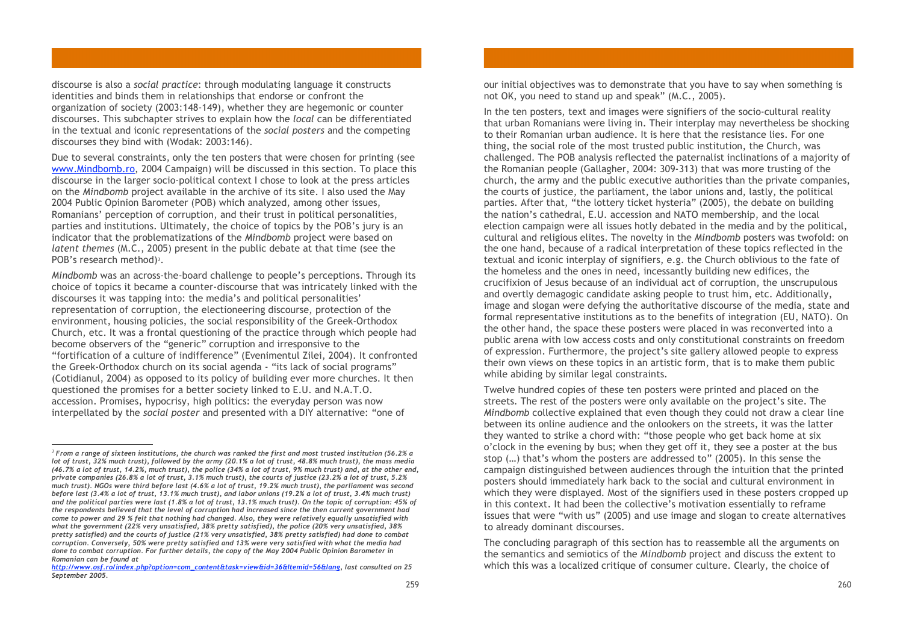discourse is also a *social practice*: through modulating language it constructs identities and binds them in relationships that endorse or confront the organization of society (2003:148-149), whether they are hegemonic or counter discourses. This subchapter strives to explain how the *local* can be differentiated in the textual and iconic representations of the *social posters* and the competing discourses they bind with (Wodak: 2003:146).

Due to several constraints, only the ten posters that were chosen for printing (see www.Mindbomb.ro, 2004 Campaign) will be discussed in this section. To place this discourse in the larger socio-political context I chose to look at the press articles on the *Mindbomb* project available in the archive of its site. I also used the May 2004 Public Opinion Barometer (POB) which analyzed, among other issues, Romanians' perception of corruption, and their trust in political personalities, parties and institutions. Ultimately, the choice of topics by the POB's jury is an indicator that the problematizations of the *Mindbomb* project were based on *latent themes* (M.C., 2005) present in the public debate at that time (see the POB's research method)[3].

*Mindbomb* was an across-the-board challenge to people's perceptions. Through its choice of topics it became a counter-discourse that was intricately linked with the discourses it was tapping into: the media's and political personalities' representation of corruption, the electioneering discourse, protection of the environment, housing policies, the social responsibility of the Greek-Orthodox Church, etc. It was a frontal questioning of the practice through which people had become observers of the "generic" corruption and irresponsive to the "fortification of a culture of indifference" (Evenimentul Zilei, 2004). It confronted the Greek-Orthodox church on its social agenda - "its lack of social programs" (Cotidianul, 2004) as opposed to its policy of building ever more churches. It then questioned the promises for a better society linked to E.U. and N.A.T.O. accession. Promises, hypocrisy, high politics: the everyday person was now interpellated by the *social poster* and presented with a DIY alternative: "one of our initial objectives was to demonstrate that you have to say when something is not OK, you need to stand up and speak" (M.C., 2005).

In the ten posters, text and images were signifiers of the socio-cultural reality that urban Romanians were living in. Their interplay may nevertheless be shocking to their Romanian urban audience. It is here that the resistance lies. For one thing, the social role of the most trusted public institution, the Church, was challenged. The POB analysis reflected the paternalist inclinations of a majority of the Romanian people (Gallagher, 2004: 309-313) that was more trusting of the church, the army and the public executive authorities than the private companies, the courts of justice, the parliament, the labor unions and, lastly, the political parties. After that, "the lottery ticket hysteria" (2005), the debate on building the nation's cathedral, E.U. accession and NATO membership, and the local election campaign were all issues hotly debated in the media and by the political, cultural and religious elites. The novelty in the *Mindbomb* posters was twofold: on the one hand, because of a radical interpretation of these topics reflected in the textual and iconic interplay of signifiers, e.g. the Church oblivious to the fate of the homeless and the ones in need, incessantly building new edifices, the crucifixion of Jesus because of an individual act of corruption, the unscrupulous and overtly demagogic candidate asking people to trust him, etc. Additionally, image and slogan were defying the authoritative discourse of the media, state and formal representative institutions as to the benefits of integration (EU, NATO). On the other hand, the space these posters were placed in was reconverted into a public arena with low access costs and only constitutional constraints on freedom of expression. Furthermore, the project's site gallery allowed people to express their own views on these topics in an artistic form, that is to make them public while abiding by similar legal constraints.

Twelve hundred copies of these ten posters were printed and placed on the streets. The rest of the posters were only available on the project's site. The *Mindbomb* collective explained that even though they could not draw a clear line between its online audience and the onlookers on the streets, it was the latter they wanted to strike a chord with: "those people who get back home at six o'clock in the evening by bus; when they get off it, they see a poster at the bus stop (…) that's whom the posters are addressed to" (2005). In this sense the campaign distinguished between audiences through the intuition that the printed posters should immediately hark back to the social and cultural environment in which they were displayed. Most of the signifiers used in these posters cropped up in this context. It had been the collective's motivation essentially to reframe issues that were "with us" (2005) and use image and slogan to create alternatives to already dominant discourses.

The concluding paragraph of this section has to reassemble all the arguments on the semantics and semiotics of the *Mindbomb* project and discuss the extent to which this was a localized critique of consumer culture. Clearly, the choice of

---

[3] *From a range of sixteen institutions, the church was ranked the first and most trusted institution (56.2% a lot of trust, 32% much trust), followed by the army (20.1% a lot of trust, 48.8% much trust), the mass media (46.7% a lot of trust, 14.2%, much trust), the police (34% a lot of trust, 9% much trust) and, at the other end, private companies (26.8% a lot of trust, 3.1% much trust), the courts of justice (23.2% a lot of trust, 5.2% much trust). NGOs were third before last (4.6% a lot of trust, 19.2% much trust), the parliament was second before last (3.4% a lot of trust, 13.1% much trust), and labor unions (19.2% a lot of trust, 3.4% much trust) and the political parties were last (1.8% a lot of trust, 13.1% much trust). On the topic of corruption: 45% of the respondents believed that the level of corruption had increased since the then current government had come to power and 29 % felt that nothing had changed. Also, they were relatively equally unsatisfied with what the government (22% very unsatisfied, 38% pretty satisfied), the police (20% very unsatisfied, 38% pretty satisfied) and the courts of justice (21% very unsatisfied, 38% pretty satisfied) had done to combat corruption. Conversely, 50% were pretty satisfied and 13% were very satisfied with what the media had done to combat corruption. For further details, the copy of the May 2004 Public Opinion Barometer in Romanian can be found at http://www.osf.ro/index.php?option=com_content&task=view&id=36&Itemid=56&lang, last consulted on 25 September 2005.*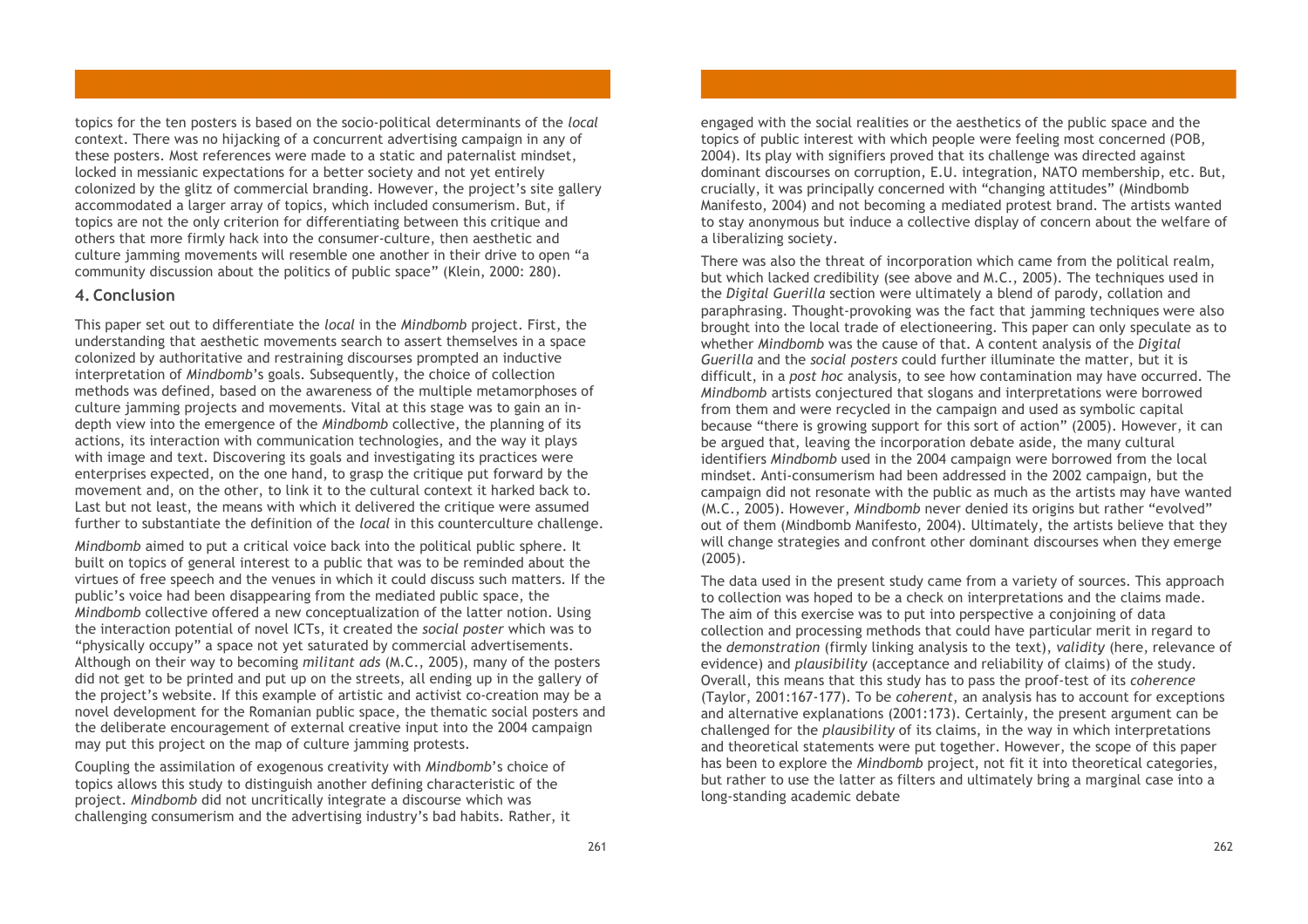topics for the ten posters is based on the socio-political determinants of the *local* context. There was no hijacking of a concurrent advertising campaign in any of these posters. Most references were made to a static and paternalist mindset, locked in messianic expectations for a better society and not yet entirely colonized by the glitz of commercial branding. However, the project's site gallery accommodated a larger array of topics, which included consumerism. But, if topics are not the only criterion for differentiating between this critique and others that more firmly hack into the consumer-culture, then aesthetic and culture jamming movements will resemble one another in their drive to open "a community discussion about the politics of public space" (Klein, 2000: 280).

## 4. Conclusion

This paper set out to differentiate the *local* in the *Mindbomb* project. First, the understanding that aesthetic movements search to assert themselves in a space colonized by authoritative and restraining discourses prompted an inductive interpretation of *Mindbomb*'s goals. Subsequently, the choice of collection methods was defined, based on the awareness of the multiple metamorphoses of culture jamming projects and movements. Vital at this stage was to gain an in-depth view into the emergence of the *Mindbomb* collective, the planning of its actions, its interaction with communication technologies, and the way it plays with image and text. Discovering its goals and investigating its practices were enterprises expected, on the one hand, to grasp the critique put forward by the movement and, on the other, to link it to the cultural context it harked back to. Last but not least, the means with which it delivered the critique were assumed further to substantiate the definition of the *local* in this counterculture challenge.

*Mindbomb* aimed to put a critical voice back into the political public sphere. It built on topics of general interest to a public that was to be reminded about the virtues of free speech and the venues in which it could discuss such matters. If the public's voice had been disappearing from the mediated public space, the *Mindbomb* collective offered a new conceptualization of the latter notion. Using the interaction potential of novel ICTs, it created the *social poster* which was to "physically occupy" a space not yet saturated by commercial advertisements. Although on their way to becoming *militant ads* (M.C., 2005), many of the posters did not get to be printed and put up on the streets, all ending up in the gallery of the project's website. If this example of artistic and activist co-creation may be a novel development for the Romanian public space, the thematic social posters and the deliberate encouragement of external creative input into the 2004 campaign may put this project on the map of culture jamming protests.

Coupling the assimilation of exogenous creativity with *Mindbomb*'s choice of topics allows this study to distinguish another defining characteristic of the project. *Mindbomb* did not uncritically integrate a discourse which was challenging consumerism and the advertising industry's bad habits. Rather, it engaged with the social realities or the aesthetics of the public space and the topics of public interest with which people were feeling most concerned (POB, 2004). Its play with signifiers proved that its challenge was directed against dominant discourses on corruption, E.U. integration, NATO membership, etc. But, crucially, it was principally concerned with "changing attitudes" (Mindbomb Manifesto, 2004) and not becoming a mediated protest brand. The artists wanted to stay anonymous but induce a collective display of concern about the welfare of a liberalizing society.

There was also the threat of incorporation which came from the political realm, but which lacked credibility (see above and M.C., 2005). The techniques used in the *Digital Guerilla* section were ultimately a blend of parody, collation and paraphrasing. Thought-provoking was the fact that jamming techniques were also brought into the local trade of electioneering. This paper can only speculate as to whether *Mindbomb* was the cause of that. A content analysis of the *Digital Guerilla* and the *social posters* could further illuminate the matter, but it is difficult, in a *post hoc* analysis, to see how contamination may have occurred. The *Mindbomb* artists conjectured that slogans and interpretations were borrowed from them and were recycled in the campaign and used as symbolic capital because "there is growing support for this sort of action" (2005). However, it can be argued that, leaving the incorporation debate aside, the many cultural identifiers *Mindbomb* used in the 2004 campaign were borrowed from the local mindset. Anti-consumerism had been addressed in the 2002 campaign, but the campaign did not resonate with the public as much as the artists may have wanted (M.C., 2005). However, *Mindbomb* never denied its origins but rather "evolved" out of them (Mindbomb Manifesto, 2004). Ultimately, the artists believe that they will change strategies and confront other dominant discourses when they emerge (2005).

The data used in the present study came from a variety of sources. This approach to collection was hoped to be a check on interpretations and the claims made. The aim of this exercise was to put into perspective a conjoining of data collection and processing methods that could have particular merit in regard to the *demonstration* (firmly linking analysis to the text), *validity* (here, relevance of evidence) and *plausibility* (acceptance and reliability of claims) of the study. Overall, this means that this study has to pass the proof-test of its *coherence* (Taylor, 2001:167-177). To be *coherent*, an analysis has to account for exceptions and alternative explanations (2001:173). Certainly, the present argument can be challenged for the *plausibility* of its claims, in the way in which interpretations and theoretical statements were put together. However, the scope of this paper has been to explore the *Mindbomb* project, not fit it into theoretical categories, but rather to use the latter as filters and ultimately bring a marginal case into a long-standing academic debate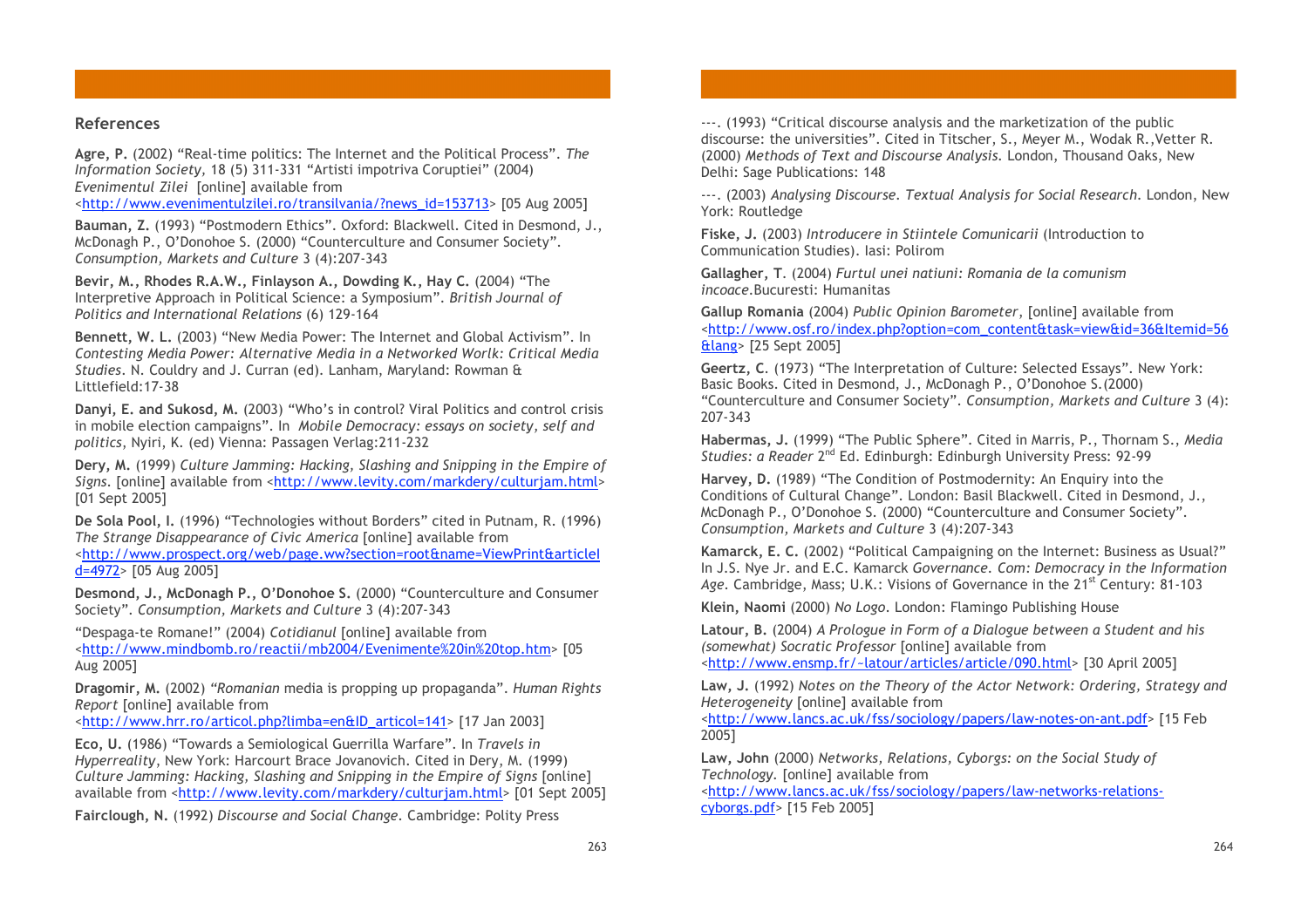## References

**Agre, P.** (2002) "Real-time politics: The Internet and the Political Process". *The Information Society,* 18 (5) 311-331 "Artisti impotriva Coruptiei" (2004) *Evenimentul Zilei* [online] available from <http://www.evenimentulzilei.ro/transilvania/?news_id=153713> [05 Aug 2005]

**Bauman, Z.** (1993) "Postmodern Ethics". Oxford: Blackwell. Cited in Desmond, J., McDonagh P., O'Donohoe S. (2000) "Counterculture and Consumer Society". *Consumption, Markets and Culture* 3 (4):207-343

**Bevir, M., Rhodes R.A.W., Finlayson A., Dowding K., Hay C.** (2004) "The Interpretive Approach in Political Science: a Symposium". *British Journal of Politics and International Relations* (6) 129-164

**Bennett, W. L.** (2003) "New Media Power: The Internet and Global Activism". In *Contesting Media Power: Alternative Media in a Networked Worlk: Critical Media Studies*. N. Couldry and J. Curran (ed). Lanham, Maryland: Rowman & Littlefield:17-38

**Danyi, E. and Sukosd, M.** (2003) "Who's in control? Viral Politics and control crisis in mobile election campaigns". In *Mobile Democracy: essays on society, self and politics*, Nyiri, K. (ed) Vienna: Passagen Verlag:211-232

**Dery, M.** (1999) *Culture Jamming: Hacking, Slashing and Snipping in the Empire of Signs.* [online] available from <http://www.levity.com/markdery/culturjam.html> [01 Sept 2005]

**De Sola Pool, I.** (1996) "Technologies without Borders" cited in Putnam, R. (1996) *The Strange Disappearance of Civic America* [online] available from <http://www.prospect.org/web/page.ww?section=root&name=ViewPrint&articleId=4972> [05 Aug 2005]

**Desmond, J., McDonagh P., O'Donohoe S.** (2000) "Counterculture and Consumer Society". *Consumption, Markets and Culture* 3 (4):207-343

"Despaga-te Romane!" (2004) *Cotidianul* [online] available from <http://www.mindbomb.ro/reactii/mb2004/Evenimente%20in%20top.htm> [05 Aug 2005]

**Dragomir, M.** (2002) *"Romanian* media is propping up propaganda". *Human Rights Report* [online] available from <http://www.hrr.ro/articol.php?limba=en&ID_articol=141> [17 Jan 2003]

**Eco, U.** (1986) "Towards a Semiological Guerrilla Warfare". In *Travels in Hyperreality*, New York: Harcourt Brace Jovanovich. Cited in Dery, M. (1999) *Culture Jamming: Hacking, Slashing and Snipping in the Empire of Signs* [online] available from <http://www.levity.com/markdery/culturjam.html> [01 Sept 2005]

**Fairclough, N.** (1992) *Discourse and Social Change*. Cambridge: Polity Press

---. (1993) "Critical discourse analysis and the marketization of the public discourse: the universities". Cited in Titscher, S., Meyer M., Wodak R.,Vetter R. (2000) *Methods of Text and Discourse Analysis.* London, Thousand Oaks, New Delhi: Sage Publications: 148

---. (2003) *Analysing Discourse. Textual Analysis for Social Research*. London, New York: Routledge

**Fiske, J.** (2003) *Introducere in Stiintele Comunicarii* (Introduction to Communication Studies). Iasi: Polirom

**Gallagher, T**. (2004) *Furtul unei natiuni: Romania de la comunism incoace*.Bucuresti: Humanitas

**Gallup Romania** (2004) *Public Opinion Barometer*, [online] available from <http://www.osf.ro/index.php?option=com_content&task=view&id=36&Itemid=56&lang> [25 Sept 2005]

**Geertz, C.** (1973) "The Interpretation of Culture: Selected Essays". New York: Basic Books. Cited in Desmond, J., McDonagh P., O'Donohoe S.(2000) "Counterculture and Consumer Society". *Consumption, Markets and Culture* 3 (4): 207-343

**Habermas, J.** (1999) "The Public Sphere". Cited in Marris, P., Thornam S., *Media Studies: a Reader* 2nd Ed. Edinburgh: Edinburgh University Press: 92-99

**Harvey, D.** (1989) "The Condition of Postmodernity: An Enquiry into the Conditions of Cultural Change". London: Basil Blackwell. Cited in Desmond, J., McDonagh P., O'Donohoe S. (2000) "Counterculture and Consumer Society". *Consumption, Markets and Culture* 3 (4):207-343

**Kamarck, E. C.** (2002) "Political Campaigning on the Internet: Business as Usual?" In J.S. Nye Jr. and E.C. Kamarck *Governance. Com: Democracy in the Information Age.* Cambridge, Mass; U.K.: Visions of Governance in the 21st Century: 81-103

**Klein, Naomi** (2000) *No Logo*. London: Flamingo Publishing House

**Latour, B.** (2004) *A Prologue in Form of a Dialogue between a Student and his (somewhat) Socratic Professor* [online] available from <http://www.ensmp.fr/~latour/articles/article/090.html> [30 April 2005]

**Law, J.** (1992) *Notes on the Theory of the Actor Network: Ordering, Strategy and Heterogeneity* [online] available from <http://www.lancs.ac.uk/fss/sociology/papers/law-notes-on-ant.pdf> [15 Feb 2005]

**Law, John** (2000) *Networks, Relations, Cyborgs: on the Social Study of Technology.* [online] available from <http://www.lancs.ac.uk/fss/sociology/papers/law-networks-relations-cyborgs.pdf> [15 Feb 2005]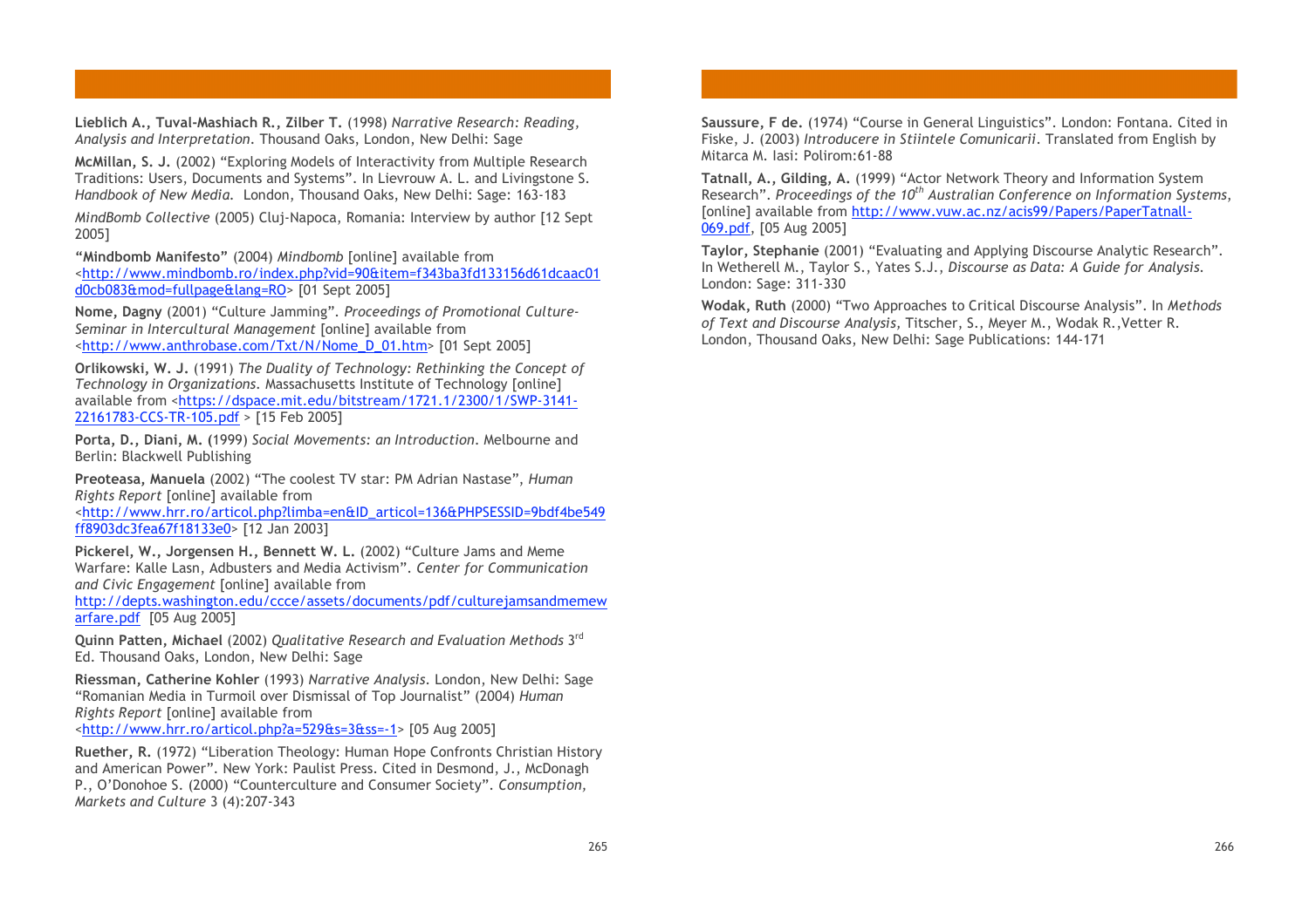**Lieblich A., Tuval-Mashiach R., Zilber T.** (1998) *Narrative Research: Reading, Analysis and Interpretation*. Thousand Oaks, London, New Delhi: Sage

**McMillan, S. J.** (2002) "Exploring Models of Interactivity from Multiple Research Traditions: Users, Documents and Systems". In Lievrouw A. L. and Livingstone S. *Handbook of New Media*. London, Thousand Oaks, New Delhi: Sage: 163-183

*MindBomb Collective* (2005) Cluj-Napoca, Romania: Interview by author [12 Sept 2005]

**"Mindbomb Manifesto"** (2004) *Mindbomb* [online] available from <http://www.mindbomb.ro/index.php?vid=90&item=f343ba3fd133156d61dcaac01d0cb083&mod=fullpage&lang=RO> [01 Sept 2005]

**Nome, Dagny** (2001) "Culture Jamming". *Proceedings of Promotional Culture-Seminar in Intercultural Management* [online] available from <http://www.anthrobase.com/Txt/N/Nome_D_01.htm> [01 Sept 2005]

**Orlikowski, W. J.** (1991) *The Duality of Technology: Rethinking the Concept of Technology in Organizations*. Massachusetts Institute of Technology [online] available from <https://dspace.mit.edu/bitstream/1721.1/2300/1/SWP-3141-22161783-CCS-TR-105.pdf > [15 Feb 2005]

**Porta, D., Diani, M. (**1999) *Social Movements: an Introduction*. Melbourne and Berlin: Blackwell Publishing

**Preoteasa, Manuela** (2002) "The coolest TV star: PM Adrian Nastase", *Human Rights Report* [online] available from <http://www.hrr.ro/articol.php?limba=en&ID_articol=136&PHPSESSID=9bdf4be549ff8903dc3fea67f18133e0> [12 Jan 2003]

**Pickerel, W., Jorgensen H., Bennett W. L.** (2002) "Culture Jams and Meme Warfare: Kalle Lasn, Adbusters and Media Activism". *Center for Communication and Civic Engagement* [online] available from http://depts.washington.edu/ccce/assets/documents/pdf/culturejamsandmemewarfare.pdf [05 Aug 2005]

**Quinn Patten, Michael** (2002) *Qualitative Research and Evaluation Methods* 3rd Ed. Thousand Oaks, London, New Delhi: Sage

**Riessman, Catherine Kohler** (1993) *Narrative Analysis*. London, New Delhi: Sage
"Romanian Media in Turmoil over Dismissal of Top Journalist" (2004) *Human Rights Report* [online] available from <http://www.hrr.ro/articol.php?a=529&s=3&ss=-1> [05 Aug 2005]

**Ruether, R.** (1972) "Liberation Theology: Human Hope Confronts Christian History and American Power". New York: Paulist Press. Cited in Desmond, J., McDonagh P., O'Donohoe S. (2000) "Counterculture and Consumer Society". *Consumption, Markets and Culture* 3 (4):207-343

**Saussure, F de.** (1974) "Course in General Linguistics". London: Fontana. Cited in Fiske, J. (2003) *Introducere in Stiintele Comunicarii*. Translated from English by Mitarca M. Iasi: Polirom:61-88

**Tatnall, A., Gilding, A.** (1999) "Actor Network Theory and Information System Research". *Proceedings of the 10th Australian Conference on Information Systems*, [online] available from http://www.vuw.ac.nz/acis99/Papers/PaperTatnall-069.pdf, [05 Aug 2005]

**Taylor, Stephanie** (2001) "Evaluating and Applying Discourse Analytic Research". In Wetherell M., Taylor S., Yates S.J., *Discourse as Data: A Guide for Analysis*. London: Sage: 311-330

**Wodak, Ruth** (2000) "Two Approaches to Critical Discourse Analysis". In *Methods of Text and Discourse Analysis*, Titscher, S., Meyer M., Wodak R.,Vetter R. London, Thousand Oaks, New Delhi: Sage Publications: 144-171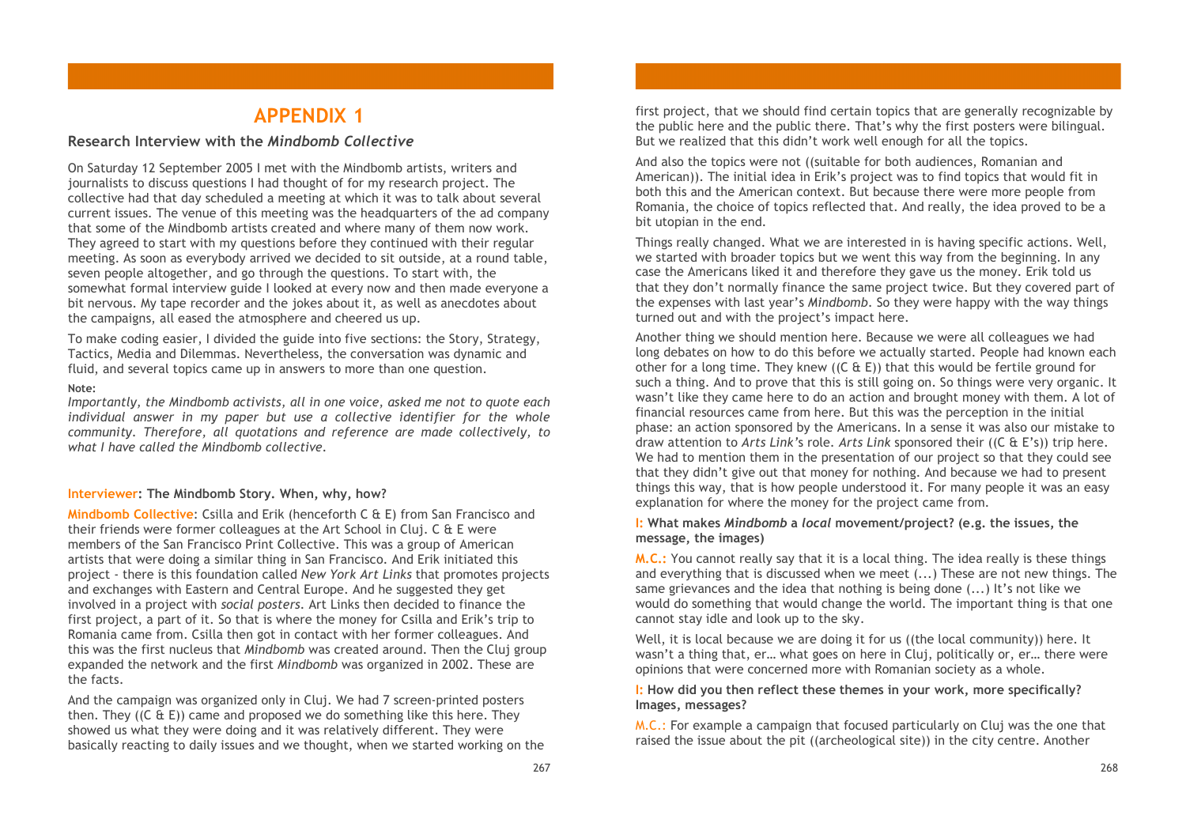# APPENDIX 1

## Research Interview with the *Mindbomb Collective*

On Saturday 12 September 2005 I met with the Mindbomb artists, writers and journalists to discuss questions I had thought of for my research project. The collective had that day scheduled a meeting at which it was to talk about several current issues. The venue of this meeting was the headquarters of the ad company that some of the Mindbomb artists created and where many of them now work. They agreed to start with my questions before they continued with their regular meeting. As soon as everybody arrived we decided to sit outside, at a round table, seven people altogether, and go through the questions. To start with, the somewhat formal interview guide I looked at every now and then made everyone a bit nervous. My tape recorder and the jokes about it, as well as anecdotes about the campaigns, all eased the atmosphere and cheered us up.

To make coding easier, I divided the guide into five sections: the Story, Strategy, Tactics, Media and Dilemmas. Nevertheless, the conversation was dynamic and fluid, and several topics came up in answers to more than one question.

**Note:**

*Importantly, the Mindbomb activists, all in one voice, asked me not to quote each individual answer in my paper but use a collective identifier for the whole community. Therefore, all quotations and reference are made collectively, to what I have called the Mindbomb collective.*

**Interviewer: The Mindbomb Story. When, why, how?**

**Mindbomb Collective**: Csilla and Erik (henceforth C & E) from San Francisco and their friends were former colleagues at the Art School in Cluj. C & E were members of the San Francisco Print Collective. This was a group of American artists that were doing a similar thing in San Francisco. And Erik initiated this project - there is this foundation called *New York Art Links* that promotes projects and exchanges with Eastern and Central Europe. And he suggested they get involved in a project with *social posters*. Art Links then decided to finance the first project, a part of it. So that is where the money for Csilla and Erik's trip to Romania came from. Csilla then got in contact with her former colleagues. And this was the first nucleus that *Mindbomb* was created around. Then the Cluj group expanded the network and the first *Mindbomb* was organized in 2002. These are the facts.

And the campaign was organized only in Cluj. We had 7 screen-printed posters then. They ((C & E)) came and proposed we do something like this here. They showed us what they were doing and it was relatively different. They were basically reacting to daily issues and we thought, when we started working on the first project, that we should find certain topics that are generally recognizable by the public here and the public there. That's why the first posters were bilingual. But we realized that this didn't work well enough for all the topics.

And also the topics were not ((suitable for both audiences, Romanian and American)). The initial idea in Erik's project was to find topics that would fit in both this and the American context. But because there were more people from Romania, the choice of topics reflected that. And really, the idea proved to be a bit utopian in the end.

Things really changed. What we are interested in is having specific actions. Well, we started with broader topics but we went this way from the beginning. In any case the Americans liked it and therefore they gave us the money. Erik told us that they don't normally finance the same project twice. But they covered part of the expenses with last year's *Mindbomb*. So they were happy with the way things turned out and with the project's impact here.

Another thing we should mention here. Because we were all colleagues we had long debates on how to do this before we actually started. People had known each other for a long time. They knew ((C & E)) that this would be fertile ground for such a thing. And to prove that this is still going on. So things were very organic. It wasn't like they came here to do an action and brought money with them. A lot of financial resources came from here. But this was the perception in the initial phase: an action sponsored by the Americans. In a sense it was also our mistake to draw attention to *Arts Link*'s role. *Arts Link* sponsored their ((C & E's)) trip here. We had to mention them in the presentation of our project so that they could see that they didn't give out that money for nothing. And because we had to present things this way, that is how people understood it. For many people it was an easy explanation for where the money for the project came from.

**I: What makes *Mindbomb* a *local* movement/project? (e.g. the issues, the message, the images)**

**M.C.:** You cannot really say that it is a local thing. The idea really is these things and everything that is discussed when we meet (...) These are not new things. The same grievances and the idea that nothing is being done (...) It's not like we would do something that would change the world. The important thing is that one cannot stay idle and look up to the sky.

Well, it is local because we are doing it for us ((the local community)) here. It wasn't a thing that, er… what goes on here in Cluj, politically or, er… there were opinions that were concerned more with Romanian society as a whole.

**I: How did you then reflect these themes in your work, more specifically? Images, messages?**

**M.C.:** For example a campaign that focused particularly on Cluj was the one that raised the issue about the pit ((archeological site)) in the city centre. Another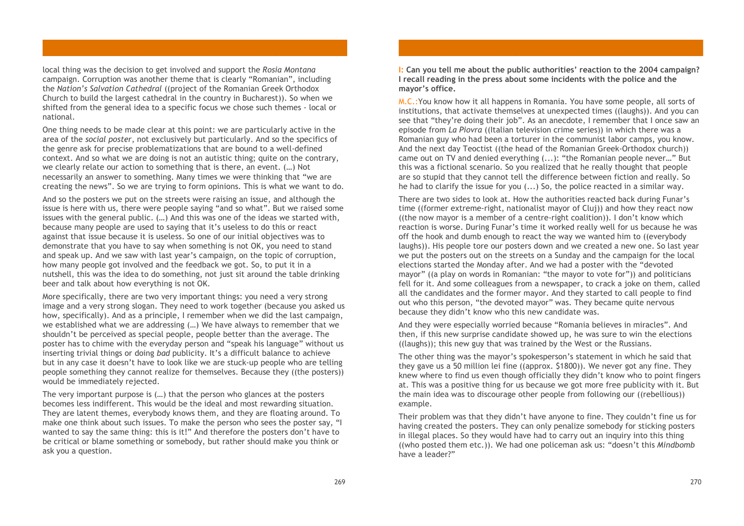local thing was the decision to get involved and support the *Rosia Montana* campaign. Corruption was another theme that is clearly “Romanian”, including the *Nation’s Salvation Cathedral* ((project of the Romanian Greek Orthodox Church to build the largest cathedral in the country in Bucharest)). So when we shifted from the general idea to a specific focus we chose such themes - local or national.

One thing needs to be made clear at this point: we are particularly active in the area of the *social poster*, not exclusively but particularly. And so the specifics of the genre ask for precise problematizations that are bound to a well-defined context. And so what we are doing is not an autistic thing; quite on the contrary, we clearly relate our action to something that is there, an event. (…) Not necessarily an answer to something. Many times we were thinking that “we are creating the news”. So we are trying to form opinions. This is what we want to do.

And so the posters we put on the streets were raising an issue, and although the issue is here with us, there were people saying “and so what”. But we raised some issues with the general public. (…) And this was one of the ideas we started with, because many people are used to saying that it’s useless to do this or react against that issue because it is useless. So one of our initial objectives was to demonstrate that you have to say when something is not OK, you need to stand and speak up. And we saw with last year’s campaign, on the topic of corruption, how many people got involved and the feedback we got. So, to put it in a nutshell, this was the idea to do something, not just sit around the table drinking beer and talk about how everything is not OK.

More specifically, there are two very important things: you need a very strong image and a very strong slogan. They need to work together (because you asked us how, specifically). And as a principle, I remember when we did the last campaign, we established what we are addressing (…) We have always to remember that we shouldn’t be perceived as special people, people better than the average. The poster has to chime with the everyday person and “speak his language” without us inserting trivial things or doing *bad* publicity. It’s a difficult balance to achieve but in any case it doesn’t have to look like we are stuck-up people who are telling people something they cannot realize for themselves. Because they ((the posters)) would be immediately rejected.

The very important purpose is (…) that the person who glances at the posters becomes less indifferent. This would be the ideal and most rewarding situation. They are latent themes, everybody knows them, and they are floating around. To make one think about such issues. To make the person who sees the poster say, “I wanted to say the same thing: this is it!” And therefore the posters don’t have to be critical or blame something or somebody, but rather should make you think or ask you a question.

**I: Can you tell me about the public authorities’ reaction to the 2004 campaign? I recall reading in the press about some incidents with the police and the mayor’s office.**

M.C.: You know how it all happens in Romania. You have some people, all sorts of institutions, that activate themselves at unexpected times ((laughs)). And you can see that “they’re doing their job”. As an anecdote, I remember that I once saw an episode from *La Piovra* ((Italian television crime series)) in which there was a Romanian guy who had been a torturer in the communist labor camps, you know. And the next day Teoctist ((the head of the Romanian Greek-Orthodox church)) came out on TV and denied everything (...): “the Romanian people never…” But this was a fictional scenario. So you realized that he really thought that people are so stupid that they cannot tell the difference between fiction and really. So he had to clarify the issue for you (...) So, the police reacted in a similar way.

There are two sides to look at. How the authorities reacted back during Funar’s time ((former extreme-right, nationalist mayor of Cluj)) and how they react now ((the now mayor is a member of a centre-right coalition)). I don’t know which reaction is worse. During Funar’s time it worked really well for us because he was off the hook and dumb enough to react the way we wanted him to ((everybody laughs)). His people tore our posters down and we created a new one. So last year we put the posters out on the streets on a Sunday and the campaign for the local elections started the Monday after. And we had a poster with the “devoted mayor” ((a play on words in Romanian: “the mayor to vote for”)) and politicians fell for it. And some colleagues from a newspaper, to crack a joke on them, called all the candidates and the former mayor. And they started to call people to find out who this person, “the devoted mayor” was. They became quite nervous because they didn’t know who this new candidate was.

And they were especially worried because “Romania believes in miracles”. And then, if this new surprise candidate showed up, he was sure to win the elections ((laughs)); this new guy that was trained by the West or the Russians.

The other thing was the mayor’s spokesperson’s statement in which he said that they gave us a 50 million lei fine ((approx. $1800)). We never got any fine. They knew where to find us even though officially they didn’t know who to point fingers at. This was a positive thing for us because we got more free publicity with it. But the main idea was to discourage other people from following our ((rebellious)) example.

Their problem was that they didn’t have anyone to fine. They couldn’t fine us for having created the posters. They can only penalize somebody for sticking posters in illegal places. So they would have had to carry out an inquiry into this thing ((who posted them etc.)). We had one policeman ask us: “doesn’t this *Mindbomb* have a leader?”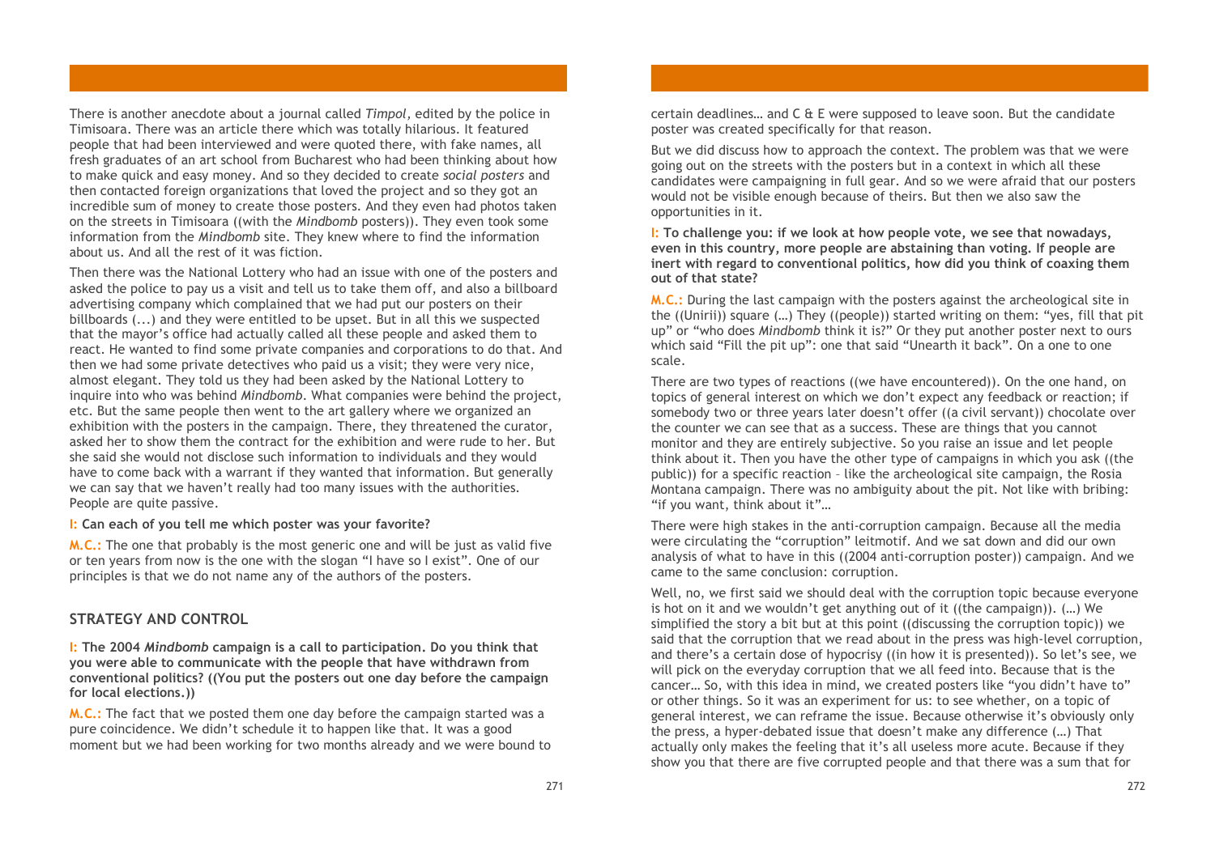There is another anecdote about a journal called *Timpol*, edited by the police in Timisoara. There was an article there which was totally hilarious. It featured people that had been interviewed and were quoted there, with fake names, all fresh graduates of an art school from Bucharest who had been thinking about how to make quick and easy money. And so they decided to create *social posters* and then contacted foreign organizations that loved the project and so they got an incredible sum of money to create those posters. And they even had photos taken on the streets in Timisoara ((with the *Mindbomb* posters)). They even took some information from the *Mindbomb* site. They knew where to find the information about us. And all the rest of it was fiction.

Then there was the National Lottery who had an issue with one of the posters and asked the police to pay us a visit and tell us to take them off, and also a billboard advertising company which complained that we had put our posters on their billboards (...) and they were entitled to be upset. But in all this we suspected that the mayor's office had actually called all these people and asked them to react. He wanted to find some private companies and corporations to do that. And then we had some private detectives who paid us a visit; they were very nice, almost elegant. They told us they had been asked by the National Lottery to inquire into who was behind *Mindbomb*. What companies were behind the project, etc. But the same people then went to the art gallery where we organized an exhibition with the posters in the campaign. There, they threatened the curator, asked her to show them the contract for the exhibition and were rude to her. But she said she would not disclose such information to individuals and they would have to come back with a warrant if they wanted that information. But generally we can say that we haven't really had too many issues with the authorities. People are quite passive.

**I: Can each of you tell me which poster was your favorite?**

**M.C.:** The one that probably is the most generic one and will be just as valid five or ten years from now is the one with the slogan "I have so I exist". One of our principles is that we do not name any of the authors of the posters.

## STRATEGY AND CONTROL

**I: The 2004 *Mindbomb* campaign is a call to participation. Do you think that you were able to communicate with the people that have withdrawn from conventional politics? ((You put the posters out one day before the campaign for local elections.))**

**M.C.:** The fact that we posted them one day before the campaign started was a pure coincidence. We didn't schedule it to happen like that. It was a good moment but we had been working for two months already and we were bound to certain deadlines… and C & E were supposed to leave soon. But the candidate poster was created specifically for that reason.

But we did discuss how to approach the context. The problem was that we were going out on the streets with the posters but in a context in which all these candidates were campaigning in full gear. And so we were afraid that our posters would not be visible enough because of theirs. But then we also saw the opportunities in it.

**I: To challenge you: if we look at how people vote, we see that nowadays, even in this country, more people are abstaining than voting. If people are inert with regard to conventional politics, how did you think of coaxing them out of that state?**

**M.C.:** During the last campaign with the posters against the archeological site in the ((Unirii)) square (…) They ((people)) started writing on them: "yes, fill that pit up" or "who does *Mindbomb* think it is?" Or they put another poster next to ours which said "Fill the pit up": one that said "Unearth it back". On a one to one scale.

There are two types of reactions ((we have encountered)). On the one hand, on topics of general interest on which we don't expect any feedback or reaction; if somebody two or three years later doesn't offer ((a civil servant)) chocolate over the counter we can see that as a success. These are things that you cannot monitor and they are entirely subjective. So you raise an issue and let people think about it. Then you have the other type of campaigns in which you ask ((the public)) for a specific reaction – like the archeological site campaign, the Rosia Montana campaign. There was no ambiguity about the pit. Not like with bribing: "if you want, think about it"…

There were high stakes in the anti-corruption campaign. Because all the media were circulating the "corruption" leitmotif. And we sat down and did our own analysis of what to have in this ((2004 anti-corruption poster)) campaign. And we came to the same conclusion: corruption.

Well, no, we first said we should deal with the corruption topic because everyone is hot on it and we wouldn't get anything out of it ((the campaign)). (…) We simplified the story a bit but at this point ((discussing the corruption topic)) we said that the corruption that we read about in the press was high-level corruption, and there's a certain dose of hypocrisy ((in how it is presented)). So let's see, we will pick on the everyday corruption that we all feed into. Because that is the cancer… So, with this idea in mind, we created posters like "you didn't have to" or other things. So it was an experiment for us: to see whether, on a topic of general interest, we can reframe the issue. Because otherwise it's obviously only the press, a hyper-debated issue that doesn't make any difference (…) That actually only makes the feeling that it's all useless more acute. Because if they show you that there are five corrupted people and that there was a sum that for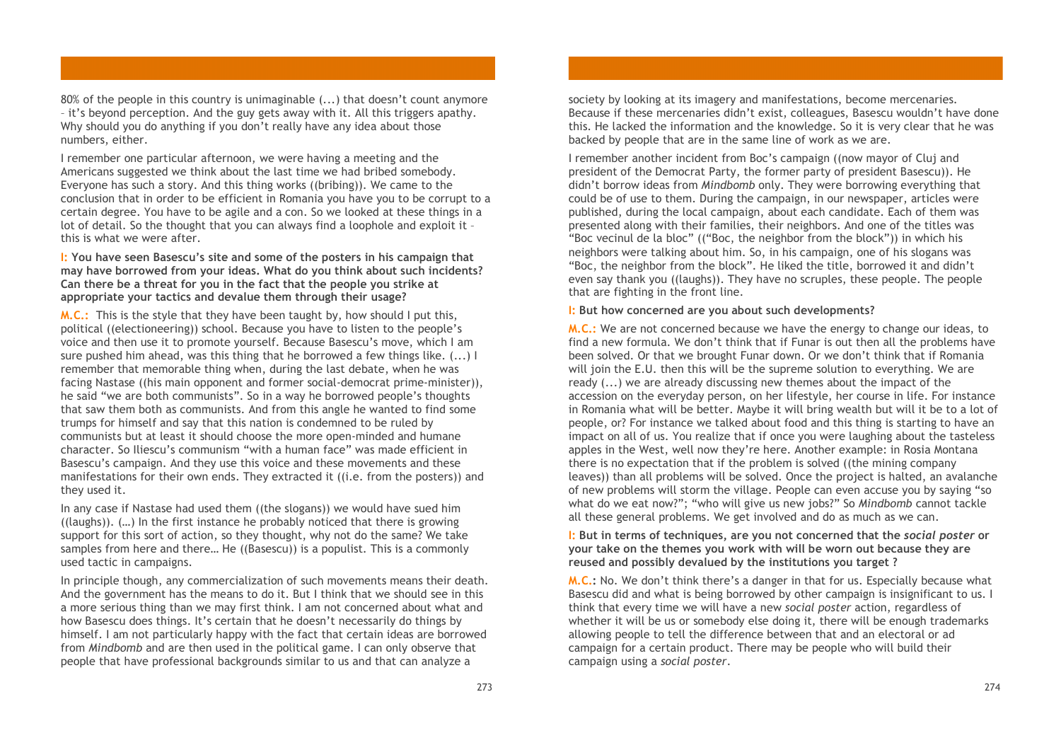80% of the people in this country is unimaginable (...) that doesn't count anymore – it's beyond perception. And the guy gets away with it. All this triggers apathy. Why should you do anything if you don't really have any idea about those numbers, either.

I remember one particular afternoon, we were having a meeting and the Americans suggested we think about the last time we had bribed somebody. Everyone has such a story. And this thing works ((bribing)). We came to the conclusion that in order to be efficient in Romania you have you to be corrupt to a certain degree. You have to be agile and a con. So we looked at these things in a lot of detail. So the thought that you can always find a loophole and exploit it – this is what we were after.

**I: You have seen Basescu's site and some of the posters in his campaign that may have borrowed from your ideas. What do you think about such incidents? Can there be a threat for you in the fact that the people you strike at appropriate your tactics and devalue them through their usage?**

**M.C.:** This is the style that they have been taught by, how should I put this, political ((electioneering)) school. Because you have to listen to the people's voice and then use it to promote yourself. Because Basescu's move, which I am sure pushed him ahead, was this thing that he borrowed a few things like. (...) I remember that memorable thing when, during the last debate, when he was facing Nastase ((his main opponent and former social-democrat prime-minister)), he said "we are both communists". So in a way he borrowed people's thoughts that saw them both as communists. And from this angle he wanted to find some trumps for himself and say that this nation is condemned to be ruled by communists but at least it should choose the more open-minded and humane character. So Iliescu's communism "with a human face" was made efficient in Basescu's campaign. And they use this voice and these movements and these manifestations for their own ends. They extracted it ((i.e. from the posters)) and they used it.

In any case if Nastase had used them ((the slogans)) we would have sued him ((laughs)). (…) In the first instance he probably noticed that there is growing support for this sort of action, so they thought, why not do the same? We take samples from here and there… He ((Basescu)) is a populist. This is a commonly used tactic in campaigns.

In principle though, any commercialization of such movements means their death. And the government has the means to do it. But I think that we should see in this a more serious thing than we may first think. I am not concerned about what and how Basescu does things. It's certain that he doesn't necessarily do things by himself. I am not particularly happy with the fact that certain ideas are borrowed from *Mindbomb* and are then used in the political game. I can only observe that people that have professional backgrounds similar to us and that can analyze a society by looking at its imagery and manifestations, become mercenaries. Because if these mercenaries didn't exist, colleagues, Basescu wouldn't have done this. He lacked the information and the knowledge. So it is very clear that he was backed by people that are in the same line of work as we are.

I remember another incident from Boc's campaign ((now mayor of Cluj and president of the Democrat Party, the former party of president Basescu)). He didn't borrow ideas from *Mindbomb* only. They were borrowing everything that could be of use to them. During the campaign, in our newspaper, articles were published, during the local campaign, about each candidate. Each of them was presented along with their families, their neighbors. And one of the titles was "Boc vecinul de la bloc" (("Boc, the neighbor from the block")) in which his neighbors were talking about him. So, in his campaign, one of his slogans was "Boc, the neighbor from the block". He liked the title, borrowed it and didn't even say thank you ((laughs)). They have no scruples, these people. The people that are fighting in the front line.

**I: But how concerned are you about such developments?**

**M.C.:** We are not concerned because we have the energy to change our ideas, to find a new formula. We don't think that if Funar is out then all the problems have been solved. Or that we brought Funar down. Or we don't think that if Romania will join the E.U. then this will be the supreme solution to everything. We are ready (...) we are already discussing new themes about the impact of the accession on the everyday person, on her lifestyle, her course in life. For instance in Romania what will be better. Maybe it will bring wealth but will it be to a lot of people, or? For instance we talked about food and this thing is starting to have an impact on all of us. You realize that if once you were laughing about the tasteless apples in the West, well now they're here. Another example: in Rosia Montana there is no expectation that if the problem is solved ((the mining company leaves)) than all problems will be solved. Once the project is halted, an avalanche of new problems will storm the village. People can even accuse you by saying "so what do we eat now?"; "who will give us new jobs?" So *Mindbomb* cannot tackle all these general problems. We get involved and do as much as we can.

**I: But in terms of techniques, are you not concerned that the *social poster* or your take on the themes you work with will be worn out because they are reused and possibly devalued by the institutions you target ?**

**M.C.:** No. We don't think there's a danger in that for us. Especially because what Basescu did and what is being borrowed by other campaign is insignificant to us. I think that every time we will have a new *social poster* action, regardless of whether it will be us or somebody else doing it, there will be enough trademarks allowing people to tell the difference between that and an electoral or ad campaign for a certain product. There may be people who will build their campaign using a *social poster*.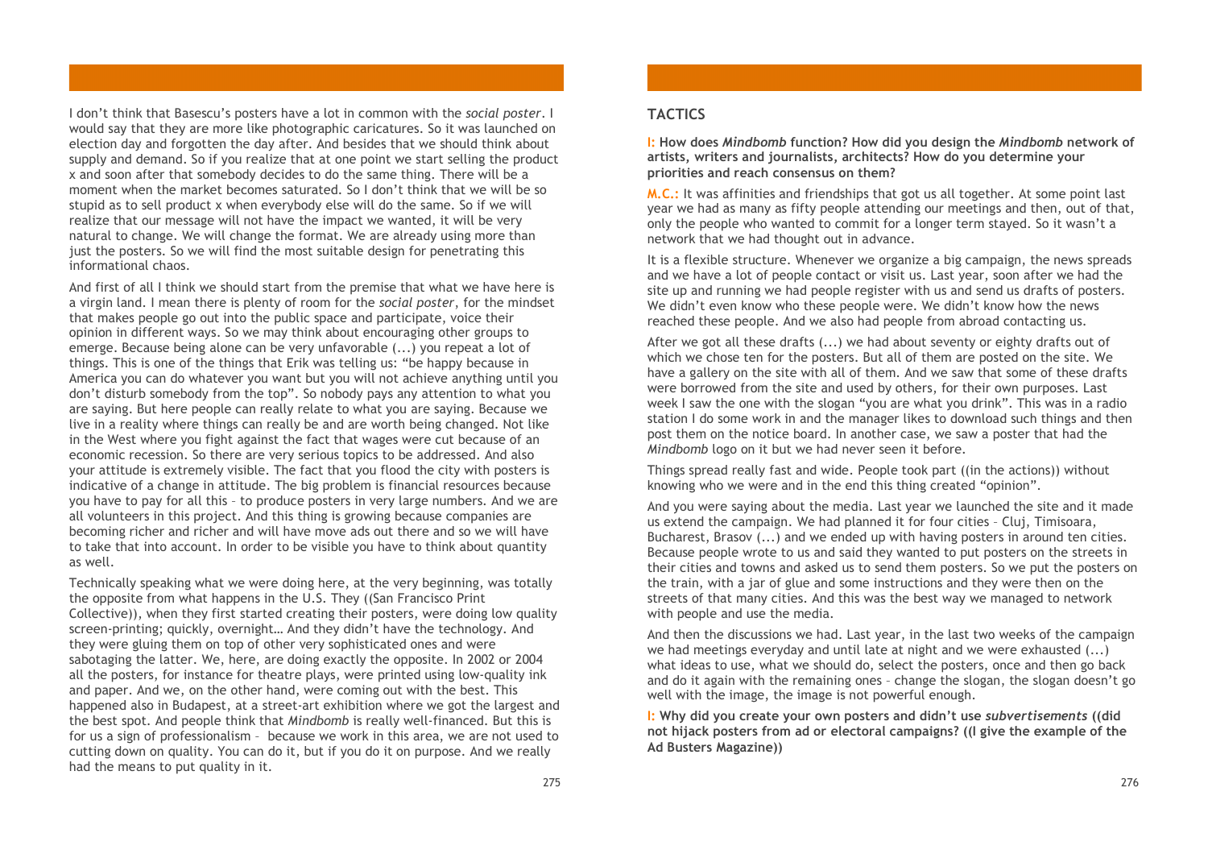I don't think that Basescu's posters have a lot in common with the *social poster*. I would say that they are more like photographic caricatures. So it was launched on election day and forgotten the day after. And besides that we should think about supply and demand. So if you realize that at one point we start selling the product x and soon after that somebody decides to do the same thing. There will be a moment when the market becomes saturated. So I don't think that we will be so stupid as to sell product x when everybody else will do the same. So if we will realize that our message will not have the impact we wanted, it will be very natural to change. We will change the format. We are already using more than just the posters. So we will find the most suitable design for penetrating this informational chaos.

And first of all I think we should start from the premise that what we have here is a virgin land. I mean there is plenty of room for the *social poster*, for the mindset that makes people go out into the public space and participate, voice their opinion in different ways. So we may think about encouraging other groups to emerge. Because being alone can be very unfavorable (...) you repeat a lot of things. This is one of the things that Erik was telling us: "be happy because in America you can do whatever you want but you will not achieve anything until you don't disturb somebody from the top". So nobody pays any attention to what you are saying. But here people can really relate to what you are saying. Because we live in a reality where things can really be and are worth being changed. Not like in the West where you fight against the fact that wages were cut because of an economic recession. So there are very serious topics to be addressed. And also your attitude is extremely visible. The fact that you flood the city with posters is indicative of a change in attitude. The big problem is financial resources because you have to pay for all this – to produce posters in very large numbers. And we are all volunteers in this project. And this thing is growing because companies are becoming richer and richer and will have move ads out there and so we will have to take that into account. In order to be visible you have to think about quantity as well.

Technically speaking what we were doing here, at the very beginning, was totally the opposite from what happens in the U.S. They ((San Francisco Print Collective)), when they first started creating their posters, were doing low quality screen-printing; quickly, overnight… And they didn't have the technology. And they were gluing them on top of other very sophisticated ones and were sabotaging the latter. We, here, are doing exactly the opposite. In 2002 or 2004 all the posters, for instance for theatre plays, were printed using low-quality ink and paper. And we, on the other hand, were coming out with the best. This happened also in Budapest, at a street-art exhibition where we got the largest and the best spot. And people think that *Mindbomb* is really well-financed. But this is for us a sign of professionalism – because we work in this area, we are not used to cutting down on quality. You can do it, but if you do it on purpose. And we really had the means to put quality in it.

## TACTICS

**I: How does *Mindbomb* function? How did you design the *Mindbomb* network of artists, writers and journalists, architects? How do you determine your priorities and reach consensus on them?**

**M.C.:** It was affinities and friendships that got us all together. At some point last year we had as many as fifty people attending our meetings and then, out of that, only the people who wanted to commit for a longer term stayed. So it wasn't a network that we had thought out in advance.

It is a flexible structure. Whenever we organize a big campaign, the news spreads and we have a lot of people contact or visit us. Last year, soon after we had the site up and running we had people register with us and send us drafts of posters. We didn't even know who these people were. We didn't know how the news reached these people. And we also had people from abroad contacting us.

After we got all these drafts (...) we had about seventy or eighty drafts out of which we chose ten for the posters. But all of them are posted on the site. We have a gallery on the site with all of them. And we saw that some of these drafts were borrowed from the site and used by others, for their own purposes. Last week I saw the one with the slogan "you are what you drink". This was in a radio station I do some work in and the manager likes to download such things and then post them on the notice board. In another case, we saw a poster that had the *Mindbomb* logo on it but we had never seen it before.

Things spread really fast and wide. People took part ((in the actions)) without knowing who we were and in the end this thing created "opinion".

And you were saying about the media. Last year we launched the site and it made us extend the campaign. We had planned it for four cities – Cluj, Timisoara, Bucharest, Brasov (...) and we ended up with having posters in around ten cities. Because people wrote to us and said they wanted to put posters on the streets in their cities and towns and asked us to send them posters. So we put the posters on the train, with a jar of glue and some instructions and they were then on the streets of that many cities. And this was the best way we managed to network with people and use the media.

And then the discussions we had. Last year, in the last two weeks of the campaign we had meetings everyday and until late at night and we were exhausted (...) what ideas to use, what we should do, select the posters, once and then go back and do it again with the remaining ones – change the slogan, the slogan doesn't go well with the image, the image is not powerful enough.

**I: Why did you create your own posters and didn't use *subvertisements* ((did not hijack posters from ad or electoral campaigns? ((I give the example of the Ad Busters Magazine))**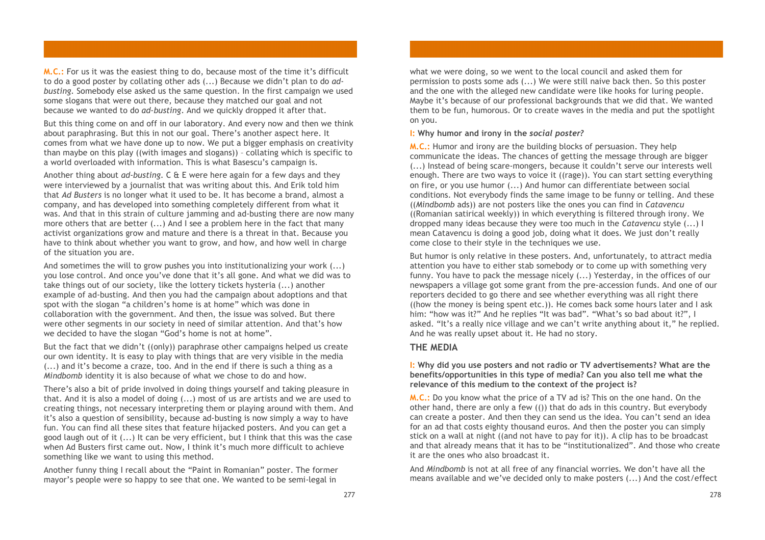**M.C.:** For us it was the easiest thing to do, because most of the time it's difficult to do a good poster by collating other ads (...) Because we didn't plan to do *ad-busting*. Somebody else asked us the same question. In the first campaign we used some slogans that were out there, because they matched our goal and not because we wanted to do *ad-busting*. And we quickly dropped it after that.

But this thing come on and off in our laboratory. And every now and then we think about paraphrasing. But this in not our goal. There's another aspect here. It comes from what we have done up to now. We put a bigger emphasis on creativity than maybe on this play ((with images and slogans)) – collating which is specific to a world overloaded with information. This is what Basescu's campaign is.

Another thing about *ad-busting*. C & E were here again for a few days and they were interviewed by a journalist that was writing about this. And Erik told him that *Ad Busters* is no longer what it used to be. It has become a brand, almost a company, and has developed into something completely different from what it was. And that in this strain of culture jamming and ad-busting there are now many more others that are better (...) And I see a problem here in the fact that many activist organizations grow and mature and there is a threat in that. Because you have to think about whether you want to grow, and how, and how well in charge of the situation you are.

And sometimes the will to grow pushes you into institutionalizing your work (...) you lose control. And once you've done that it's all gone. And what we did was to take things out of our society, like the lottery tickets hysteria (...) another example of ad-busting. And then you had the campaign about adoptions and that spot with the slogan "a children's home is at home" which was done in collaboration with the government. And then, the issue was solved. But there were other segments in our society in need of similar attention. And that's how we decided to have the slogan "God's home is not at home".

But the fact that we didn't ((only)) paraphrase other campaigns helped us create our own identity. It is easy to play with things that are very visible in the media (...) and it's become a craze, too. And in the end if there is such a thing as a *Mindbomb* identity it is also because of what we chose to do and how.

There's also a bit of pride involved in doing things yourself and taking pleasure in that. And it is also a model of doing (...) most of us are artists and we are used to creating things, not necessary interpreting them or playing around with them. And it's also a question of sensibility, because ad-busting is now simply a way to have fun. You can find all these sites that feature hijacked posters. And you can get a good laugh out of it (...) It can be very efficient, but I think that this was the case when Ad Busters first came out. Now, I think it's much more difficult to achieve something like we want to using this method.

Another funny thing I recall about the "Paint in Romanian" poster. The former mayor's people were so happy to see that one. We wanted to be semi-legal in what we were doing, so we went to the local council and asked them for permission to posts some ads (...) We were still naive back then. So this poster and the one with the alleged new candidate were like hooks for luring people. Maybe it's because of our professional backgrounds that we did that. We wanted them to be fun, humorous. Or to create waves in the media and put the spotlight on you.

**I: Why humor and irony in the *social poster?***

**M.C.:** Humor and irony are the building blocks of persuasion. They help communicate the ideas. The chances of getting the message through are bigger (...) Instead of being scare-mongers, because it couldn't serve our interests well enough. There are two ways to voice it ((rage)). You can start setting everything on fire, or you use humor (...) And humor can differentiate between social conditions. Not everybody finds the same image to be funny or telling. And these ((*Mindbomb* ads)) are not posters like the ones you can find in *Catavencu* ((Romanian satirical weekly)) in which everything is filtered through irony. We dropped many ideas because they were too much in the *Catavencu* style (...) I mean Catavencu is doing a good job, doing what it does. We just don't really come close to their style in the techniques we use.

But humor is only relative in these posters. And, unfortunately, to attract media attention you have to either stab somebody or to come up with something very funny. You have to pack the message nicely (...) Yesterday, in the offices of our newspapers a village got some grant from the pre-accession funds. And one of our reporters decided to go there and see whether everything was all right there ((how the money is being spent etc.)). He comes back some hours later and I ask him: "how was it?" And he replies "It was bad". "What's so bad about it?", I asked. "It's a really nice village and we can't write anything about it," he replied. And he was really upset about it. He had no story.

## THE MEDIA

**I: Why did you use posters and not radio or TV advertisements? What are the benefits/opportunities in this type of media? Can you also tell me what the relevance of this medium to the context of the project is?**

**M.C.:** Do you know what the price of a TV ad is? This on the one hand. On the other hand, there are only a few (()) that do ads in this country. But everybody can create a poster. And then they can send us the idea. You can't send an idea for an ad that costs eighty thousand euros. And then the poster you can simply stick on a wall at night ((and not have to pay for it)). A clip has to be broadcast and that already means that it has to be "institutionalized". And those who create it are the ones who also broadcast it.

And *Mindbomb* is not at all free of any financial worries. We don't have all the means available and we've decided only to make posters (...) And the cost/effect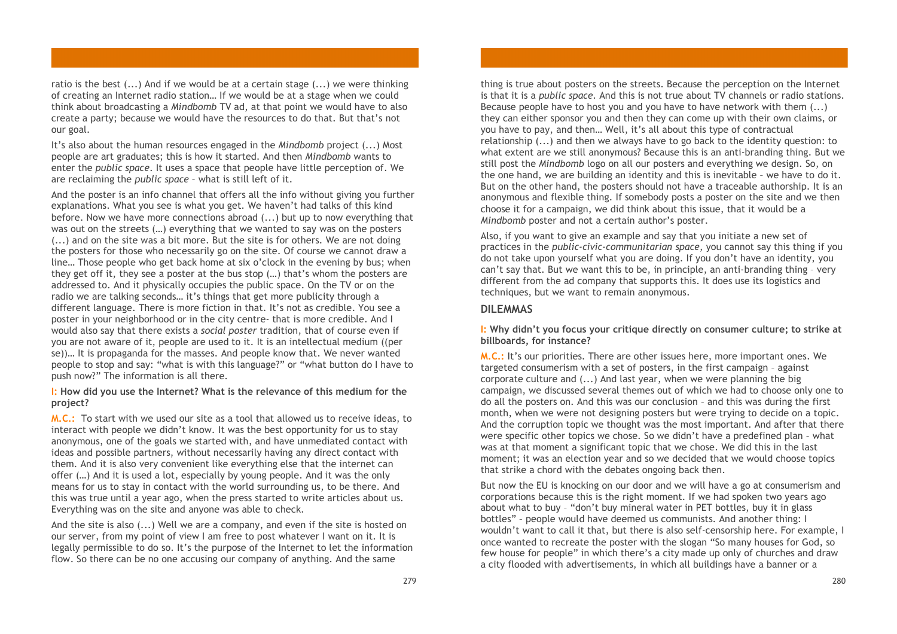ratio is the best (...) And if we would be at a certain stage (...) we were thinking of creating an Internet radio station… If we would be at a stage when we could think about broadcasting a *Mindbomb* TV ad, at that point we would have to also create a party; because we would have the resources to do that. But that's not our goal.

It's also about the human resources engaged in the *Mindbomb* project (...) Most people are art graduates; this is how it started. And then *Mindbomb* wants to enter the *public space*. It uses a space that people have little perception of. We are reclaiming the *public space* – what is still left of it.

And the poster is an info channel that offers all the info without giving you further explanations. What you see is what you get. We haven't had talks of this kind before. Now we have more connections abroad (...) but up to now everything that was out on the streets (…) everything that we wanted to say was on the posters (...) and on the site was a bit more. But the site is for others. We are not doing the posters for those who necessarily go on the site. Of course we cannot draw a line… Those people who get back home at six o'clock in the evening by bus; when they get off it, they see a poster at the bus stop (…) that's whom the posters are addressed to. And it physically occupies the public space. On the TV or on the radio we are talking seconds… it's things that get more publicity through a different language. There is more fiction in that. It's not as credible. You see a poster in your neighborhood or in the city centre- that is more credible. And I would also say that there exists a *social poster* tradition, that of course even if you are not aware of it, people are used to it. It is an intellectual medium ((per se))… It is propaganda for the masses. And people know that. We never wanted people to stop and say: "what is with this language?" or "what button do I have to push now?" The information is all there.

**I: How did you use the Internet? What is the relevance of this medium for the project?**

**M.C.:** To start with we used our site as a tool that allowed us to receive ideas, to interact with people we didn't know. It was the best opportunity for us to stay anonymous, one of the goals we started with, and have unmediated contact with ideas and possible partners, without necessarily having any direct contact with them. And it is also very convenient like everything else that the internet can offer (…) And it is used a lot, especially by young people. And it was the only means for us to stay in contact with the world surrounding us, to be there. And this was true until a year ago, when the press started to write articles about us. Everything was on the site and anyone was able to check.

And the site is also (...) Well we are a company, and even if the site is hosted on our server, from my point of view I am free to post whatever I want on it. It is legally permissible to do so. It's the purpose of the Internet to let the information flow. So there can be no one accusing our company of anything. And the same thing is true about posters on the streets. Because the perception on the Internet is that it is a *public space*. And this is not true about TV channels or radio stations. Because people have to host you and you have to have network with them (...) they can either sponsor you and then they can come up with their own claims, or you have to pay, and then… Well, it's all about this type of contractual relationship (...) and then we always have to go back to the identity question: to what extent are we still anonymous? Because this is an anti-branding thing. But we still post the *Mindbomb* logo on all our posters and everything we design. So, on the one hand, we are building an identity and this is inevitable – we have to do it. But on the other hand, the posters should not have a traceable authorship. It is an anonymous and flexible thing. If somebody posts a poster on the site and we then choose it for a campaign, we did think about this issue, that it would be a *Mindbomb* poster and not a certain author's poster.

Also, if you want to give an example and say that you initiate a new set of practices in the *public-civic-communitarian space*, you cannot say this thing if you do not take upon yourself what you are doing. If you don't have an identity, you can't say that. But we want this to be, in principle, an anti-branding thing – very different from the ad company that supports this. It does use its logistics and techniques, but we want to remain anonymous.

## DILEMMAS

**I: Why didn't you focus your critique directly on consumer culture; to strike at billboards, for instance?**

**M.C.:** It's our priorities. There are other issues here, more important ones. We targeted consumerism with a set of posters, in the first campaign – against corporate culture and (...) And last year, when we were planning the big campaign, we discussed several themes out of which we had to choose only one to do all the posters on. And this was our conclusion – and this was during the first month, when we were not designing posters but were trying to decide on a topic. And the corruption topic we thought was the most important. And after that there were specific other topics we chose. So we didn't have a predefined plan – what was at that moment a significant topic that we chose. We did this in the last moment; it was an election year and so we decided that we would choose topics that strike a chord with the debates ongoing back then.

But now the EU is knocking on our door and we will have a go at consumerism and corporations because this is the right moment. If we had spoken two years ago about what to buy – "don't buy mineral water in PET bottles, buy it in glass bottles" – people would have deemed us communists. And another thing: I wouldn't want to call it that, but there is also self-censorship here. For example, I once wanted to recreate the poster with the slogan "So many houses for God, so few house for people" in which there's a city made up only of churches and draw a city flooded with advertisements, in which all buildings have a banner or a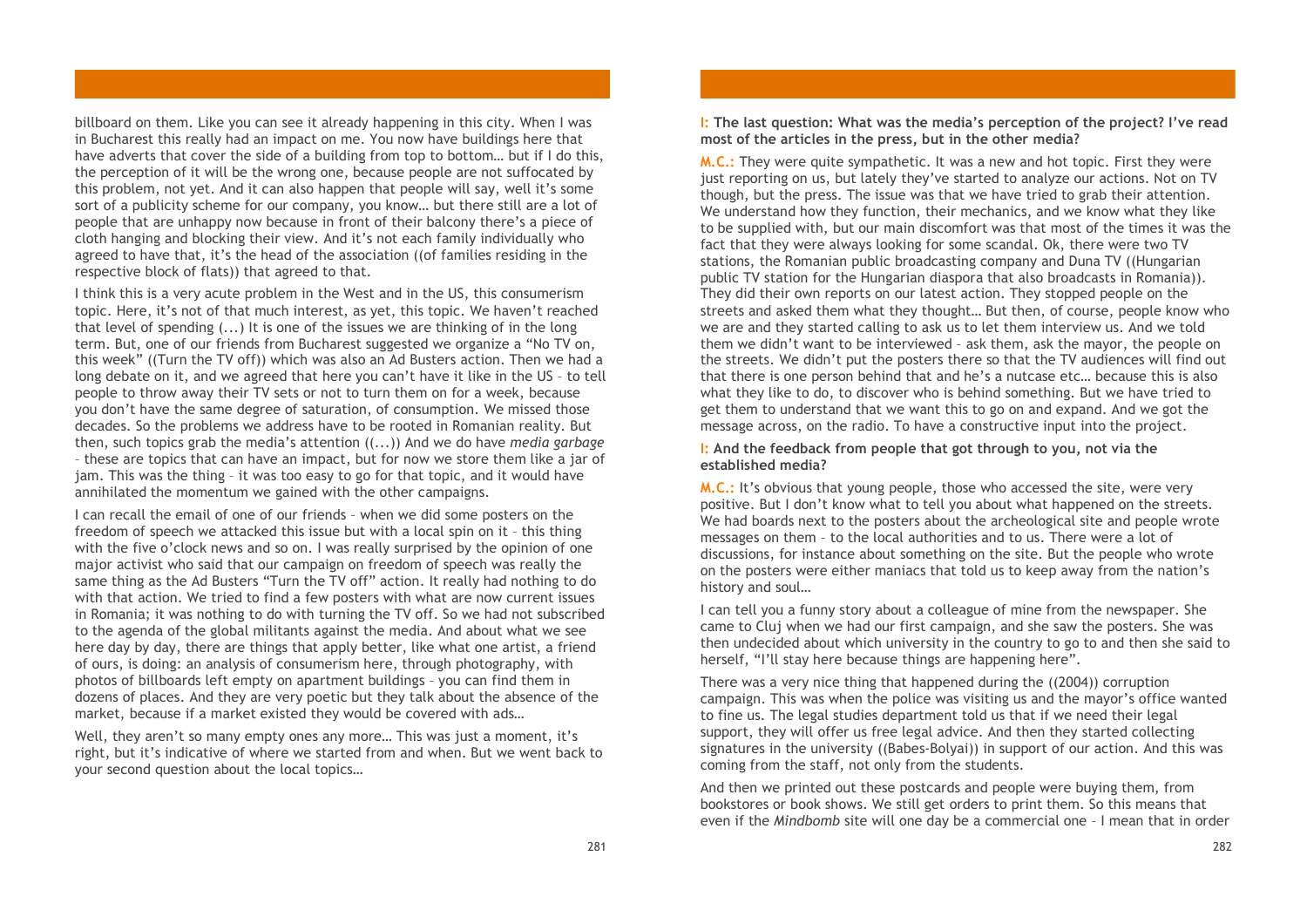billboard on them. Like you can see it already happening in this city. When I was in Bucharest this really had an impact on me. You now have buildings here that have adverts that cover the side of a building from top to bottom… but if I do this, the perception of it will be the wrong one, because people are not suffocated by this problem, not yet. And it can also happen that people will say, well it's some sort of a publicity scheme for our company, you know… but there still are a lot of people that are unhappy now because in front of their balcony there's a piece of cloth hanging and blocking their view. And it's not each family individually who agreed to have that, it's the head of the association ((of families residing in the respective block of flats)) that agreed to that.

I think this is a very acute problem in the West and in the US, this consumerism topic. Here, it's not of that much interest, as yet, this topic. We haven't reached that level of spending (...) It is one of the issues we are thinking of in the long term. But, one of our friends from Bucharest suggested we organize a "No TV on, this week" ((Turn the TV off)) which was also an Ad Busters action. Then we had a long debate on it, and we agreed that here you can't have it like in the US – to tell people to throw away their TV sets or not to turn them on for a week, because you don't have the same degree of saturation, of consumption. We missed those decades. So the problems we address have to be rooted in Romanian reality. But then, such topics grab the media's attention ((...)) And we do have *media garbage* – these are topics that can have an impact, but for now we store them like a jar of jam. This was the thing – it was too easy to go for that topic, and it would have annihilated the momentum we gained with the other campaigns.

I can recall the email of one of our friends – when we did some posters on the freedom of speech we attacked this issue but with a local spin on it – this thing with the five o'clock news and so on. I was really surprised by the opinion of one major activist who said that our campaign on freedom of speech was really the same thing as the Ad Busters "Turn the TV off" action. It really had nothing to do with that action. We tried to find a few posters with what are now current issues in Romania; it was nothing to do with turning the TV off. So we had not subscribed to the agenda of the global militants against the media. And about what we see here day by day, there are things that apply better, like what one artist, a friend of ours, is doing: an analysis of consumerism here, through photography, with photos of billboards left empty on apartment buildings – you can find them in dozens of places. And they are very poetic but they talk about the absence of the market, because if a market existed they would be covered with ads…

Well, they aren't so many empty ones any more… This was just a moment, it's right, but it's indicative of where we started from and when. But we went back to your second question about the local topics…

**I: The last question: What was the media's perception of the project? I've read most of the articles in the press, but in the other media?**

**M.C.:** They were quite sympathetic. It was a new and hot topic. First they were just reporting on us, but lately they've started to analyze our actions. Not on TV though, but the press. The issue was that we have tried to grab their attention. We understand how they function, their mechanics, and we know what they like to be supplied with, but our main discomfort was that most of the times it was the fact that they were always looking for some scandal. Ok, there were two TV stations, the Romanian public broadcasting company and Duna TV ((Hungarian public TV station for the Hungarian diaspora that also broadcasts in Romania)). They did their own reports on our latest action. They stopped people on the streets and asked them what they thought… But then, of course, people know who we are and they started calling to ask us to let them interview us. And we told them we didn't want to be interviewed – ask them, ask the mayor, the people on the streets. We didn't put the posters there so that the TV audiences will find out that there is one person behind that and he's a nutcase etc… because this is also what they like to do, to discover who is behind something. But we have tried to get them to understand that we want this to go on and expand. And we got the message across, on the radio. To have a constructive input into the project.

**I: And the feedback from people that got through to you, not via the established media?**

**M.C.:** It's obvious that young people, those who accessed the site, were very positive. But I don't know what to tell you about what happened on the streets. We had boards next to the posters about the archeological site and people wrote messages on them – to the local authorities and to us. There were a lot of discussions, for instance about something on the site. But the people who wrote on the posters were either maniacs that told us to keep away from the nation's history and soul…

I can tell you a funny story about a colleague of mine from the newspaper. She came to Cluj when we had our first campaign, and she saw the posters. She was then undecided about which university in the country to go to and then she said to herself, "I'll stay here because things are happening here".

There was a very nice thing that happened during the ((2004)) corruption campaign. This was when the police was visiting us and the mayor's office wanted to fine us. The legal studies department told us that if we need their legal support, they will offer us free legal advice. And then they started collecting signatures in the university ((Babes-Bolyai)) in support of our action. And this was coming from the staff, not only from the students.

And then we printed out these postcards and people were buying them, from bookstores or book shows. We still get orders to print them. So this means that even if the *Mindbomb* site will one day be a commercial one – I mean that in order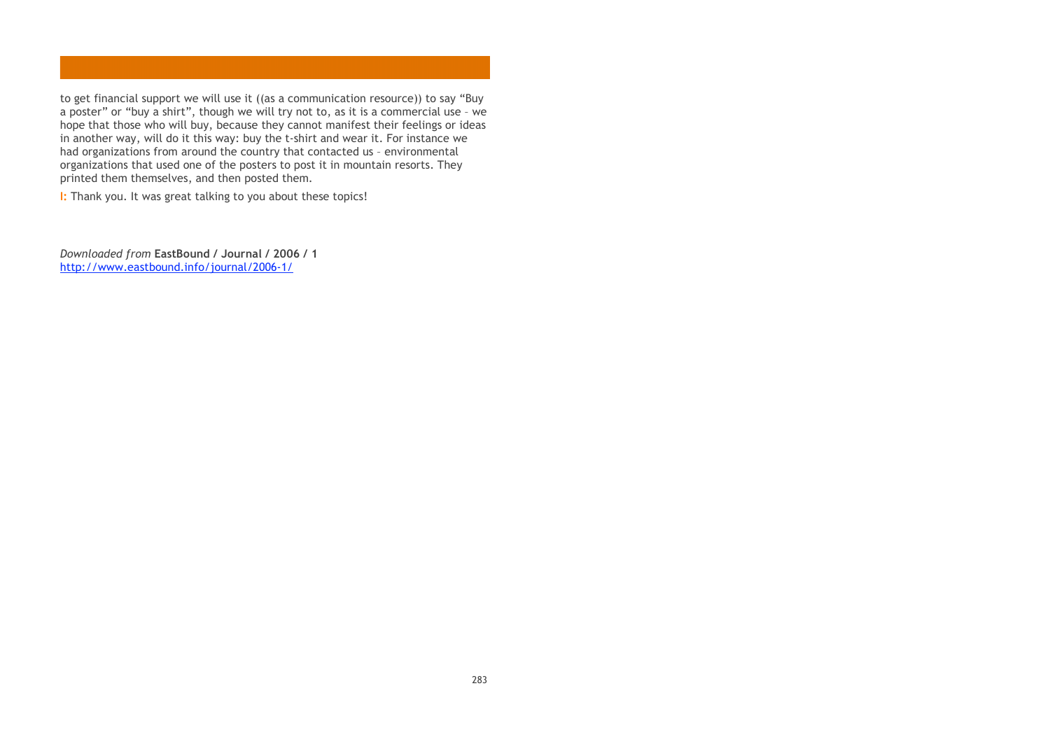to get financial support we will use it ((as a communication resource)) to say “Buy a poster” or “buy a shirt”, though we will try not to, as it is a commercial use – we hope that those who will buy, because they cannot manifest their feelings or ideas in another way, will do it this way: buy the t-shirt and wear it. For instance we had organizations from around the country that contacted us – environmental organizations that used one of the posters to post it in mountain resorts. They printed them themselves, and then posted them.

**I:** Thank you. It was great talking to you about these topics!

*Downloaded from* **EastBound / Journal / 2006 / 1**
http://www.eastbound.info/journal/2006-1/